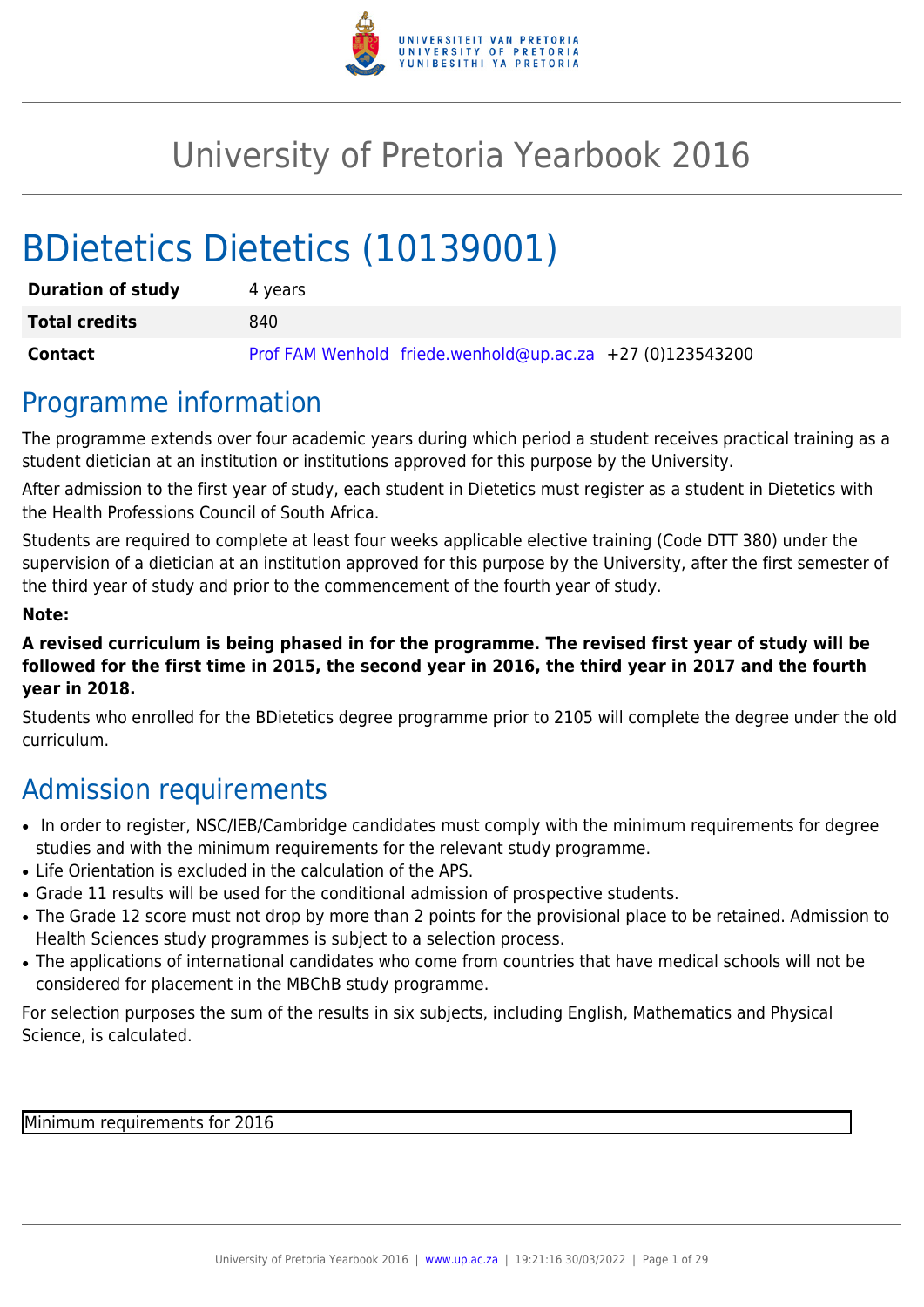# University of Pretoria Yearbook 2016

# BDietetics Dietetics (10139001)

| | |
|---|---|
| **Duration of study** | 4 years |
| **Total credits** | 840 |
| **Contact** | Prof FAM Wenhold friede.wenhold@up.ac.za +27 (0)123543200 |

## Programme information

The programme extends over four academic years during which period a student receives practical training as a student dietician at an institution or institutions approved for this purpose by the University.

After admission to the first year of study, each student in Dietetics must register as a student in Dietetics with the Health Professions Council of South Africa.

Students are required to complete at least four weeks applicable elective training (Code DTT 380) under the supervision of a dietician at an institution approved for this purpose by the University, after the first semester of the third year of study and prior to the commencement of the fourth year of study.

**Note:**

**A revised curriculum is being phased in for the programme. The revised first year of study will be followed for the first time in 2015, the second year in 2016, the third year in 2017 and the fourth year in 2018.**

Students who enrolled for the BDietetics degree programme prior to 2105 will complete the degree under the old curriculum.

## Admission requirements

- In order to register, NSC/IEB/Cambridge candidates must comply with the minimum requirements for degree studies and with the minimum requirements for the relevant study programme.
- Life Orientation is excluded in the calculation of the APS.
- Grade 11 results will be used for the conditional admission of prospective students.
- The Grade 12 score must not drop by more than 2 points for the provisional place to be retained. Admission to Health Sciences study programmes is subject to a selection process.
- The applications of international candidates who come from countries that have medical schools will not be considered for placement in the MBChB study programme.

For selection purposes the sum of the results in six subjects, including English, Mathematics and Physical Science, is calculated.

| Minimum requirements for 2016 |
|---|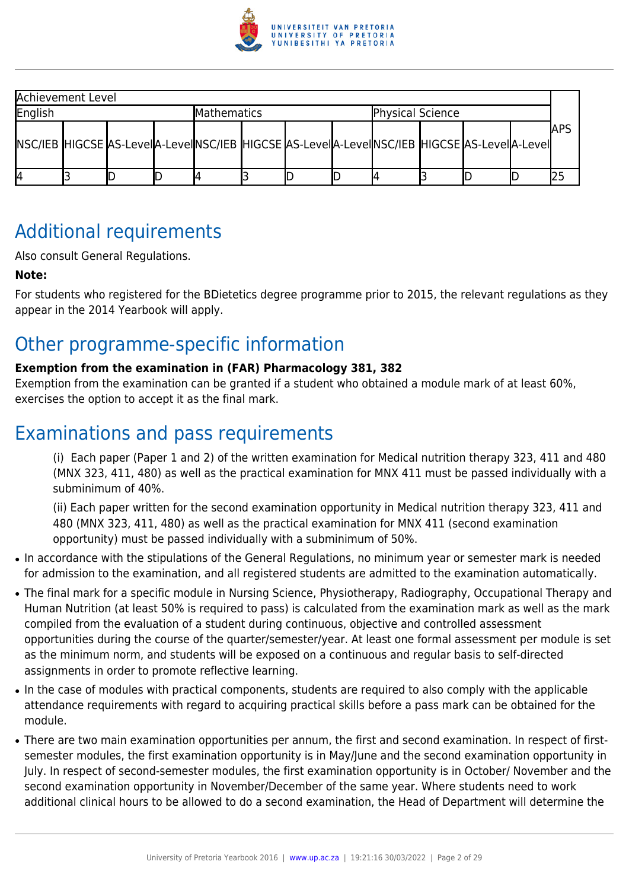| Achievement Level | | | | | | | | | | | | APS |
|---|---|---|---|---|---|---|---|---|---|---|---|---|
| English | | | | Mathematics | | | | Physical Science | | | | |
| NSC/IEB | HIGCSE | AS-Level | A-Level | NSC/IEB | HIGCSE | AS-Level | A-Level | NSC/IEB | HIGCSE | AS-Level | A-Level | |
| 4 | 3 | D | D | 4 | 3 | D | D | 4 | 3 | D | D | 25 |

## Additional requirements

Also consult General Regulations.

**Note:**

For students who registered for the BDietetics degree programme prior to 2015, the relevant regulations as they appear in the 2014 Yearbook will apply.

## Other programme-specific information

**Exemption from the examination in (FAR) Pharmacology 381, 382**

Exemption from the examination can be granted if a student who obtained a module mark of at least 60%, exercises the option to accept it as the final mark.

## Examinations and pass requirements

(i) Each paper (Paper 1 and 2) of the written examination for Medical nutrition therapy 323, 411 and 480 (MNX 323, 411, 480) as well as the practical examination for MNX 411 must be passed individually with a subminimum of 40%.

(ii) Each paper written for the second examination opportunity in Medical nutrition therapy 323, 411 and 480 (MNX 323, 411, 480) as well as the practical examination for MNX 411 (second examination opportunity) must be passed individually with a subminimum of 50%.

- In accordance with the stipulations of the General Regulations, no minimum year or semester mark is needed for admission to the examination, and all registered students are admitted to the examination automatically.
- The final mark for a specific module in Nursing Science, Physiotherapy, Radiography, Occupational Therapy and Human Nutrition (at least 50% is required to pass) is calculated from the examination mark as well as the mark compiled from the evaluation of a student during continuous, objective and controlled assessment opportunities during the course of the quarter/semester/year. At least one formal assessment per module is set as the minimum norm, and students will be exposed on a continuous and regular basis to self-directed assignments in order to promote reflective learning.
- In the case of modules with practical components, students are required to also comply with the applicable attendance requirements with regard to acquiring practical skills before a pass mark can be obtained for the module.
- There are two main examination opportunities per annum, the first and second examination. In respect of first-semester modules, the first examination opportunity is in May/June and the second examination opportunity in July. In respect of second-semester modules, the first examination opportunity is in October/ November and the second examination opportunity in November/December of the same year. Where students need to work additional clinical hours to be allowed to do a second examination, the Head of Department will determine the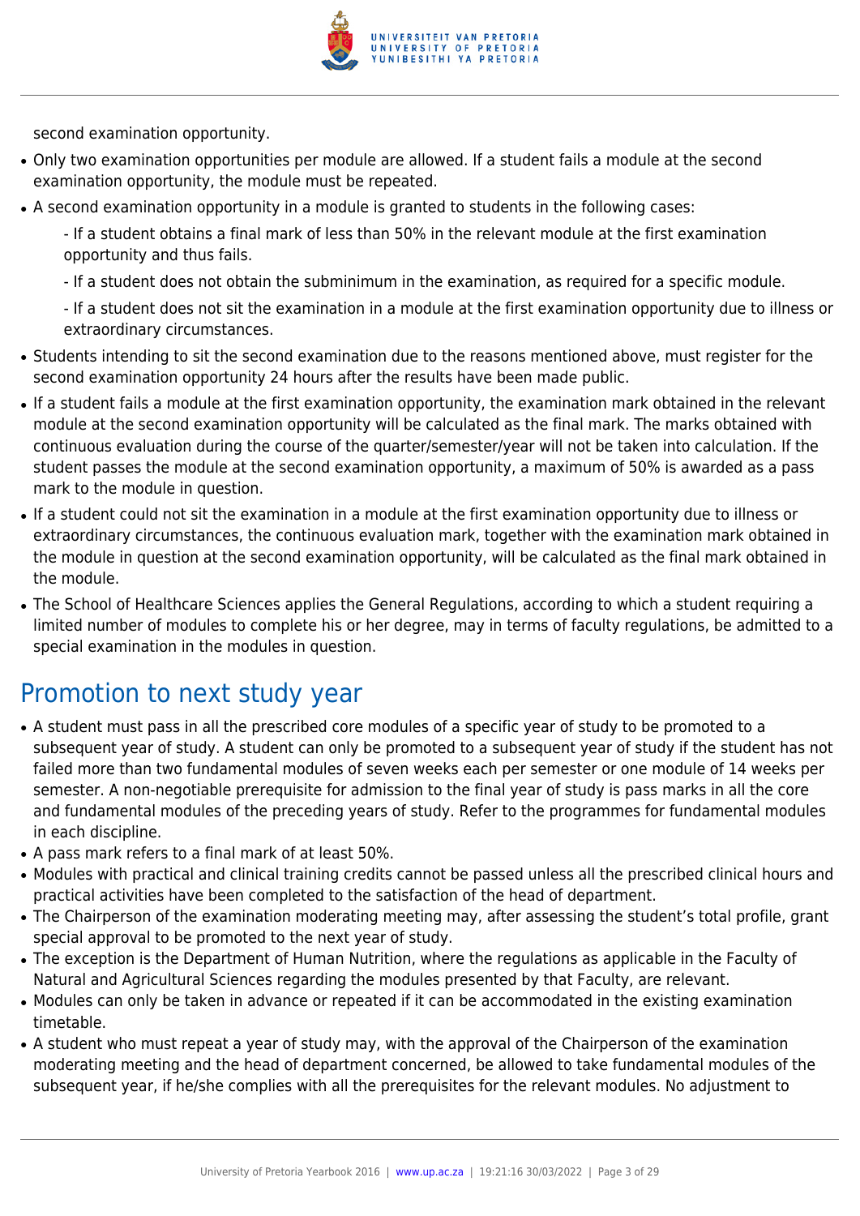second examination opportunity.

- Only two examination opportunities per module are allowed. If a student fails a module at the second examination opportunity, the module must be repeated.
- A second examination opportunity in a module is granted to students in the following cases:
  - If a student obtains a final mark of less than 50% in the relevant module at the first examination opportunity and thus fails.
  - If a student does not obtain the subminimum in the examination, as required for a specific module.
  - If a student does not sit the examination in a module at the first examination opportunity due to illness or extraordinary circumstances.
- Students intending to sit the second examination due to the reasons mentioned above, must register for the second examination opportunity 24 hours after the results have been made public.
- If a student fails a module at the first examination opportunity, the examination mark obtained in the relevant module at the second examination opportunity will be calculated as the final mark. The marks obtained with continuous evaluation during the course of the quarter/semester/year will not be taken into calculation. If the student passes the module at the second examination opportunity, a maximum of 50% is awarded as a pass mark to the module in question.
- If a student could not sit the examination in a module at the first examination opportunity due to illness or extraordinary circumstances, the continuous evaluation mark, together with the examination mark obtained in the module in question at the second examination opportunity, will be calculated as the final mark obtained in the module.
- The School of Healthcare Sciences applies the General Regulations, according to which a student requiring a limited number of modules to complete his or her degree, may in terms of faculty regulations, be admitted to a special examination in the modules in question.

# Promotion to next study year

- A student must pass in all the prescribed core modules of a specific year of study to be promoted to a subsequent year of study. A student can only be promoted to a subsequent year of study if the student has not failed more than two fundamental modules of seven weeks each per semester or one module of 14 weeks per semester. A non-negotiable prerequisite for admission to the final year of study is pass marks in all the core and fundamental modules of the preceding years of study. Refer to the programmes for fundamental modules in each discipline.
- A pass mark refers to a final mark of at least 50%.
- Modules with practical and clinical training credits cannot be passed unless all the prescribed clinical hours and practical activities have been completed to the satisfaction of the head of department.
- The Chairperson of the examination moderating meeting may, after assessing the student's total profile, grant special approval to be promoted to the next year of study.
- The exception is the Department of Human Nutrition, where the regulations as applicable in the Faculty of Natural and Agricultural Sciences regarding the modules presented by that Faculty, are relevant.
- Modules can only be taken in advance or repeated if it can be accommodated in the existing examination timetable.
- A student who must repeat a year of study may, with the approval of the Chairperson of the examination moderating meeting and the head of department concerned, be allowed to take fundamental modules of the subsequent year, if he/she complies with all the prerequisites for the relevant modules. No adjustment to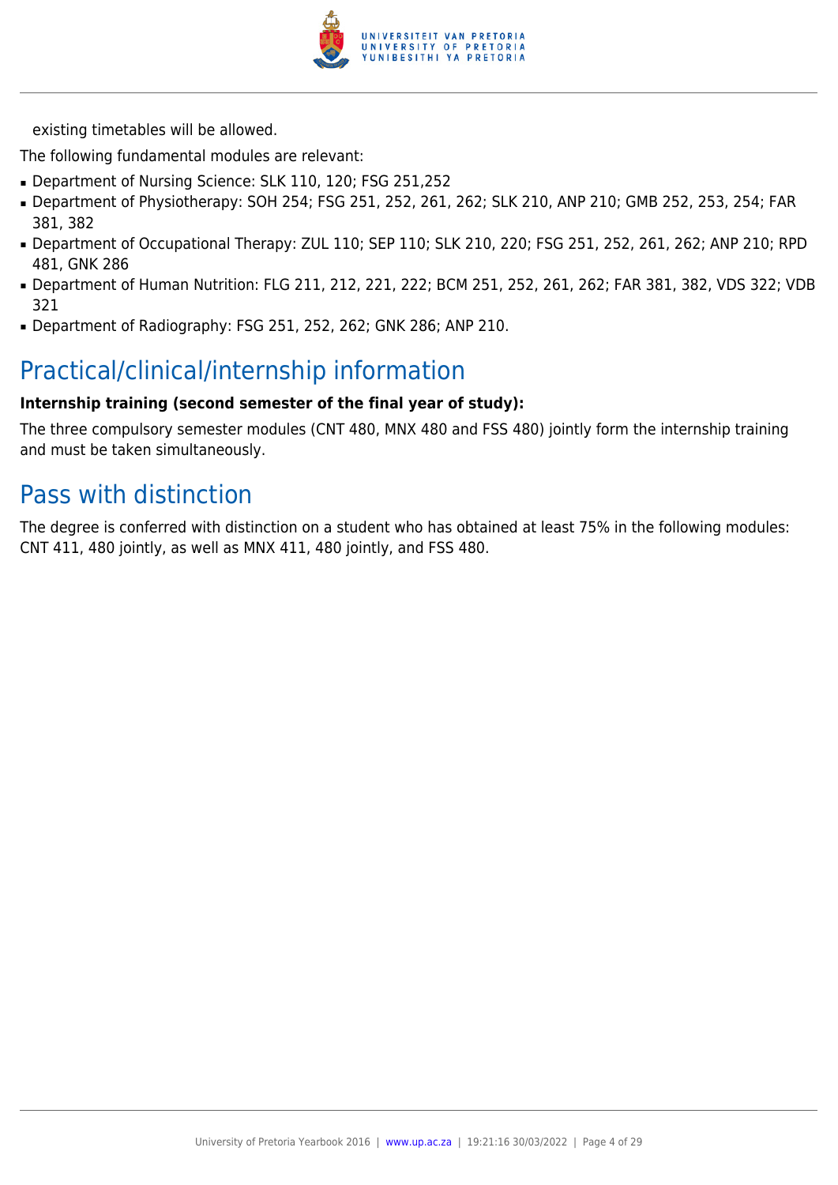existing timetables will be allowed.

The following fundamental modules are relevant:

- Department of Nursing Science: SLK 110, 120; FSG 251,252
- Department of Physiotherapy: SOH 254; FSG 251, 252, 261, 262; SLK 210, ANP 210; GMB 252, 253, 254; FAR 381, 382
- Department of Occupational Therapy: ZUL 110; SEP 110; SLK 210, 220; FSG 251, 252, 261, 262; ANP 210; RPD 481, GNK 286
- Department of Human Nutrition: FLG 211, 212, 221, 222; BCM 251, 252, 261, 262; FAR 381, 382, VDS 322; VDB 321
- Department of Radiography: FSG 251, 252, 262; GNK 286; ANP 210.

## Practical/clinical/internship information

**Internship training (second semester of the final year of study):**

The three compulsory semester modules (CNT 480, MNX 480 and FSS 480) jointly form the internship training and must be taken simultaneously.

## Pass with distinction

The degree is conferred with distinction on a student who has obtained at least 75% in the following modules: CNT 411, 480 jointly, as well as MNX 411, 480 jointly, and FSS 480.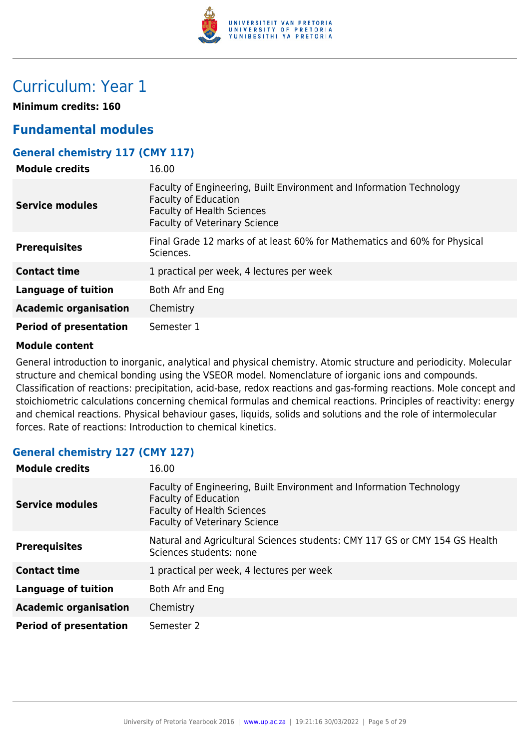# Curriculum: Year 1

**Minimum credits: 160**

## Fundamental modules

### General chemistry 117 (CMY 117)

| | |
|---|---|
| **Module credits** | 16.00 |
| **Service modules** | Faculty of Engineering, Built Environment and Information Technology<br>Faculty of Education<br>Faculty of Health Sciences<br>Faculty of Veterinary Science |
| **Prerequisites** | Final Grade 12 marks of at least 60% for Mathematics and 60% for Physical Sciences. |
| **Contact time** | 1 practical per week, 4 lectures per week |
| **Language of tuition** | Both Afr and Eng |
| **Academic organisation** | Chemistry |
| **Period of presentation** | Semester 1 |

**Module content**

General introduction to inorganic, analytical and physical chemistry. Atomic structure and periodicity. Molecular structure and chemical bonding using the VSEOR model. Nomenclature of iorganic ions and compounds. Classification of reactions: precipitation, acid-base, redox reactions and gas-forming reactions. Mole concept and stoichiometric calculations concerning chemical formulas and chemical reactions. Principles of reactivity: energy and chemical reactions. Physical behaviour gases, liquids, solids and solutions and the role of intermolecular forces. Rate of reactions: Introduction to chemical kinetics.

### General chemistry 127 (CMY 127)

| | |
|---|---|
| **Module credits** | 16.00 |
| **Service modules** | Faculty of Engineering, Built Environment and Information Technology<br>Faculty of Education<br>Faculty of Health Sciences<br>Faculty of Veterinary Science |
| **Prerequisites** | Natural and Agricultural Sciences students: CMY 117 GS or CMY 154 GS Health Sciences students: none |
| **Contact time** | 1 practical per week, 4 lectures per week |
| **Language of tuition** | Both Afr and Eng |
| **Academic organisation** | Chemistry |
| **Period of presentation** | Semester 2 |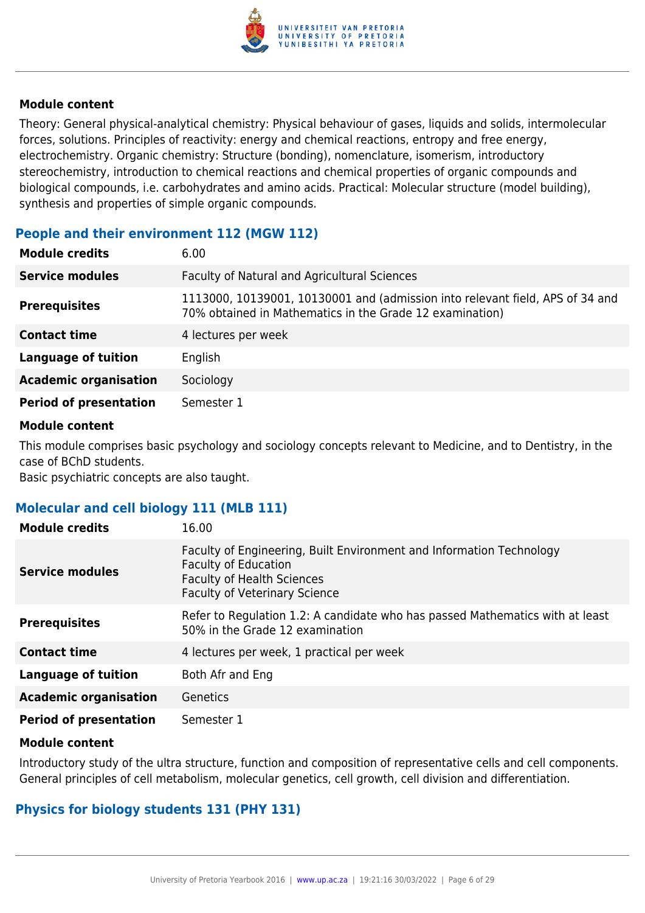**Module content**

Theory: General physical-analytical chemistry: Physical behaviour of gases, liquids and solids, intermolecular forces, solutions. Principles of reactivity: energy and chemical reactions, entropy and free energy, electrochemistry. Organic chemistry: Structure (bonding), nomenclature, isomerism, introductory stereochemistry, introduction to chemical reactions and chemical properties of organic compounds and biological compounds, i.e. carbohydrates and amino acids. Practical: Molecular structure (model building), synthesis and properties of simple organic compounds.

### People and their environment 112 (MGW 112)

| | |
|---|---|
| **Module credits** | 6.00 |
| **Service modules** | Faculty of Natural and Agricultural Sciences |
| **Prerequisites** | 1113000, 10139001, 10130001 and (admission into relevant field, APS of 34 and 70% obtained in Mathematics in the Grade 12 examination) |
| **Contact time** | 4 lectures per week |
| **Language of tuition** | English |
| **Academic organisation** | Sociology |
| **Period of presentation** | Semester 1 |

**Module content**

This module comprises basic psychology and sociology concepts relevant to Medicine, and to Dentistry, in the case of BChD students.
Basic psychiatric concepts are also taught.

### Molecular and cell biology 111 (MLB 111)

| | |
|---|---|
| **Module credits** | 16.00 |
| **Service modules** | Faculty of Engineering, Built Environment and Information Technology<br>Faculty of Education<br>Faculty of Health Sciences<br>Faculty of Veterinary Science |
| **Prerequisites** | Refer to Regulation 1.2: A candidate who has passed Mathematics with at least 50% in the Grade 12 examination |
| **Contact time** | 4 lectures per week, 1 practical per week |
| **Language of tuition** | Both Afr and Eng |
| **Academic organisation** | Genetics |
| **Period of presentation** | Semester 1 |

**Module content**

Introductory study of the ultra structure, function and composition of representative cells and cell components. General principles of cell metabolism, molecular genetics, cell growth, cell division and differentiation.

### Physics for biology students 131 (PHY 131)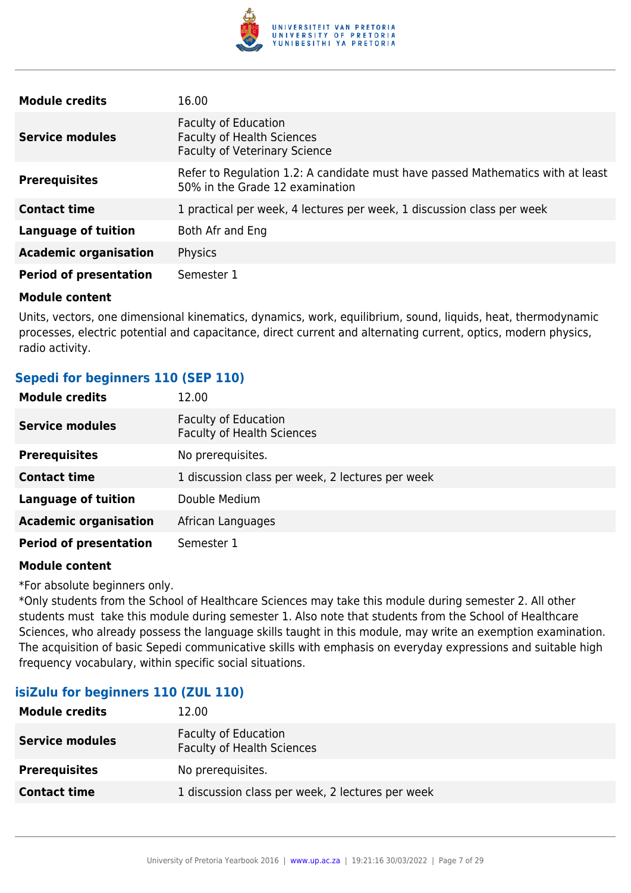| | |
|---|---|
| **Module credits** | 16.00 |
| **Service modules** | Faculty of Education<br>Faculty of Health Sciences<br>Faculty of Veterinary Science |
| **Prerequisites** | Refer to Regulation 1.2: A candidate must have passed Mathematics with at least 50% in the Grade 12 examination |
| **Contact time** | 1 practical per week, 4 lectures per week, 1 discussion class per week |
| **Language of tuition** | Both Afr and Eng |
| **Academic organisation** | Physics |
| **Period of presentation** | Semester 1 |

**Module content**

Units, vectors, one dimensional kinematics, dynamics, work, equilibrium, sound, liquids, heat, thermodynamic processes, electric potential and capacitance, direct current and alternating current, optics, modern physics, radio activity.

### Sepedi for beginners 110 (SEP 110)

| | |
|---|---|
| **Module credits** | 12.00 |
| **Service modules** | Faculty of Education<br>Faculty of Health Sciences |
| **Prerequisites** | No prerequisites. |
| **Contact time** | 1 discussion class per week, 2 lectures per week |
| **Language of tuition** | Double Medium |
| **Academic organisation** | African Languages |
| **Period of presentation** | Semester 1 |

**Module content**

*For absolute beginners only.
*Only students from the School of Healthcare Sciences may take this module during semester 2. All other students must take this module during semester 1. Also note that students from the School of Healthcare Sciences, who already possess the language skills taught in this module, may write an exemption examination. The acquisition of basic Sepedi communicative skills with emphasis on everyday expressions and suitable high frequency vocabulary, within specific social situations.

### isiZulu for beginners 110 (ZUL 110)

| | |
|---|---|
| **Module credits** | 12.00 |
| **Service modules** | Faculty of Education<br>Faculty of Health Sciences |
| **Prerequisites** | No prerequisites. |
| **Contact time** | 1 discussion class per week, 2 lectures per week |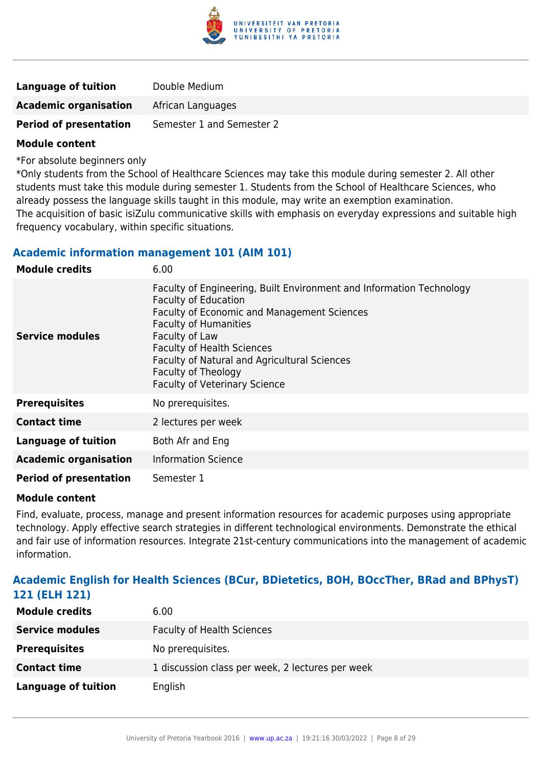| | |
|---|---|
| **Language of tuition** | Double Medium |
| **Academic organisation** | African Languages |
| **Period of presentation** | Semester 1 and Semester 2 |

**Module content**

*For absolute beginners only
*Only students from the School of Healthcare Sciences may take this module during semester 2. All other students must take this module during semester 1. Students from the School of Healthcare Sciences, who already possess the language skills taught in this module, may write an exemption examination.
The acquisition of basic isiZulu communicative skills with emphasis on everyday expressions and suitable high frequency vocabulary, within specific situations.

### Academic information management 101 (AIM 101)

| | |
|---|---|
| **Module credits** | 6.00 |
| **Service modules** | Faculty of Engineering, Built Environment and Information Technology<br>Faculty of Education<br>Faculty of Economic and Management Sciences<br>Faculty of Humanities<br>Faculty of Law<br>Faculty of Health Sciences<br>Faculty of Natural and Agricultural Sciences<br>Faculty of Theology<br>Faculty of Veterinary Science |
| **Prerequisites** | No prerequisites. |
| **Contact time** | 2 lectures per week |
| **Language of tuition** | Both Afr and Eng |
| **Academic organisation** | Information Science |
| **Period of presentation** | Semester 1 |

**Module content**

Find, evaluate, process, manage and present information resources for academic purposes using appropriate technology. Apply effective search strategies in different technological environments. Demonstrate the ethical and fair use of information resources. Integrate 21st-century communications into the management of academic information.

### Academic English for Health Sciences (BCur, BDietetics, BOH, BOccTher, BRad and BPhysT) 121 (ELH 121)

| | |
|---|---|
| **Module credits** | 6.00 |
| **Service modules** | Faculty of Health Sciences |
| **Prerequisites** | No prerequisites. |
| **Contact time** | 1 discussion class per week, 2 lectures per week |
| **Language of tuition** | English |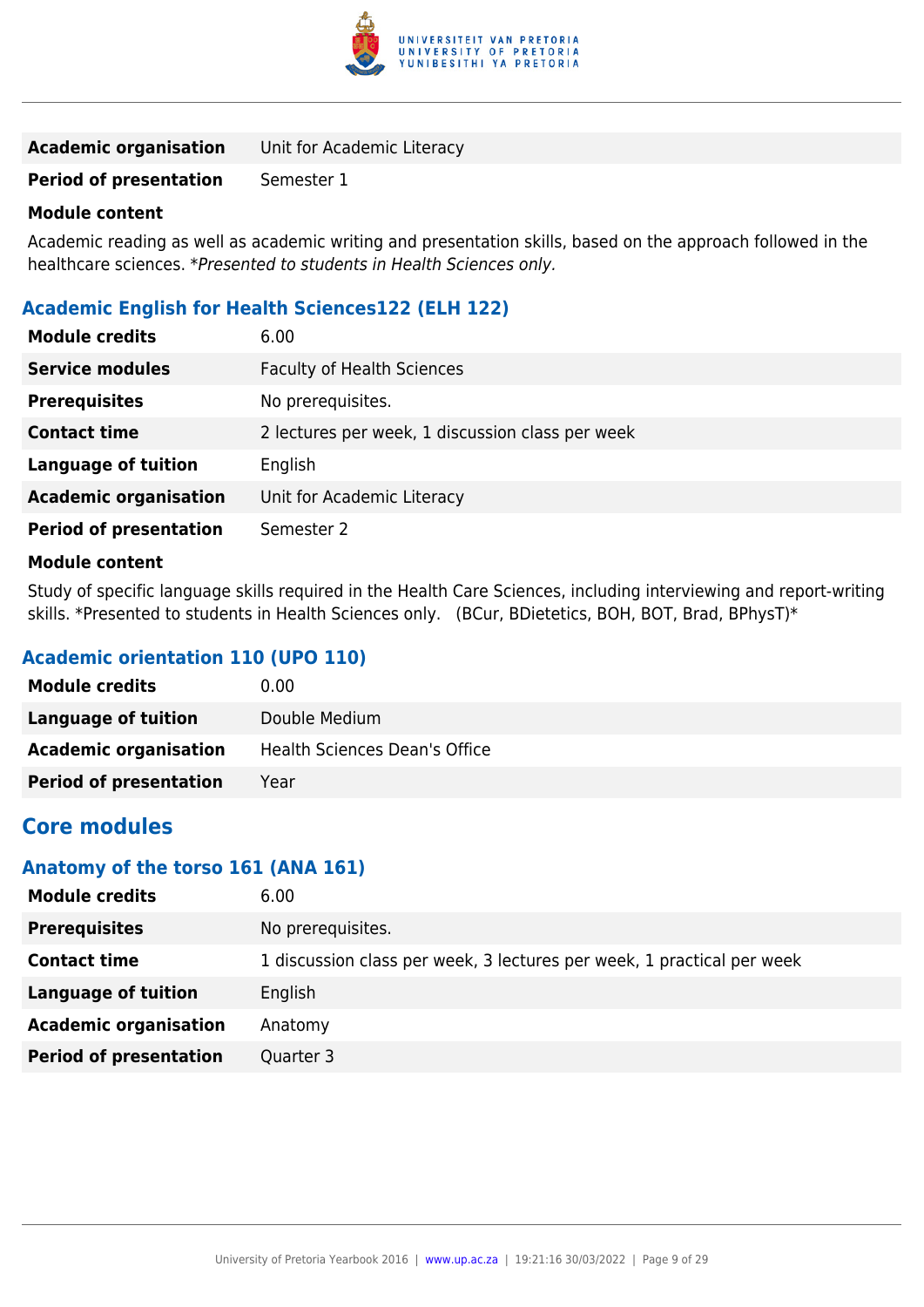| | |
|---|---|
| **Academic organisation** | Unit for Academic Literacy |
| **Period of presentation** | Semester 1 |

**Module content**

Academic reading as well as academic writing and presentation skills, based on the approach followed in the healthcare sciences. **Presented to students in Health Sciences only.*

### Academic English for Health Sciences122 (ELH 122)

| | |
|---|---|
| **Module credits** | 6.00 |
| **Service modules** | Faculty of Health Sciences |
| **Prerequisites** | No prerequisites. |
| **Contact time** | 2 lectures per week, 1 discussion class per week |
| **Language of tuition** | English |
| **Academic organisation** | Unit for Academic Literacy |
| **Period of presentation** | Semester 2 |

**Module content**

Study of specific language skills required in the Health Care Sciences, including interviewing and report-writing skills. *Presented to students in Health Sciences only. (BCur, BDietetics, BOH, BOT, Brad, BPhysT)*

### Academic orientation 110 (UPO 110)

| | |
|---|---|
| **Module credits** | 0.00 |
| **Language of tuition** | Double Medium |
| **Academic organisation** | Health Sciences Dean's Office |
| **Period of presentation** | Year |

## Core modules

### Anatomy of the torso 161 (ANA 161)

| | |
|---|---|
| **Module credits** | 6.00 |
| **Prerequisites** | No prerequisites. |
| **Contact time** | 1 discussion class per week, 3 lectures per week, 1 practical per week |
| **Language of tuition** | English |
| **Academic organisation** | Anatomy |
| **Period of presentation** | Quarter 3 |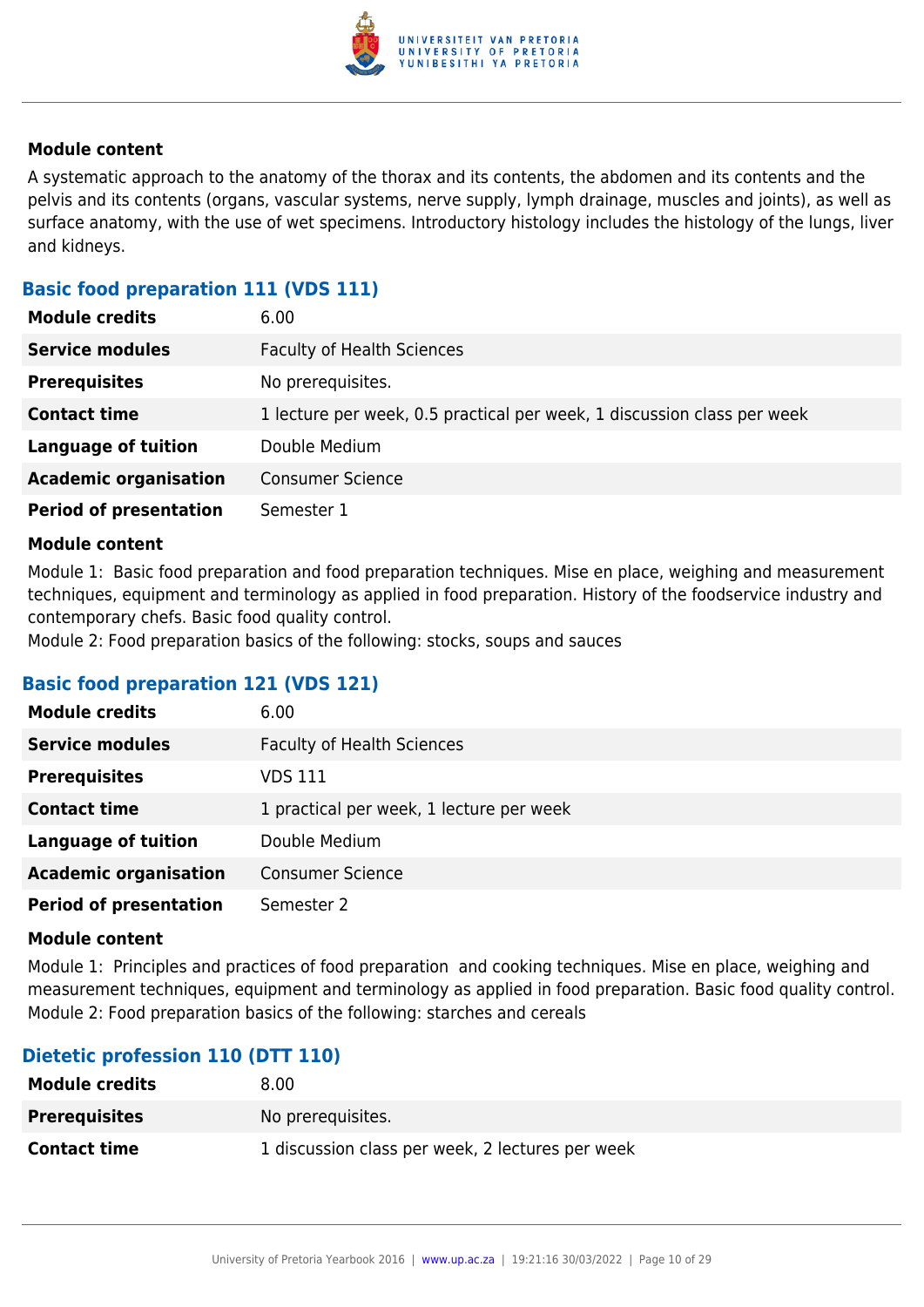#### Module content

A systematic approach to the anatomy of the thorax and its contents, the abdomen and its contents and the pelvis and its contents (organs, vascular systems, nerve supply, lymph drainage, muscles and joints), as well as surface anatomy, with the use of wet specimens. Introductory histology includes the histology of the lungs, liver and kidneys.

### Basic food preparation 111 (VDS 111)

| | |
|---|---|
| **Module credits** | 6.00 |
| **Service modules** | Faculty of Health Sciences |
| **Prerequisites** | No prerequisites. |
| **Contact time** | 1 lecture per week, 0.5 practical per week, 1 discussion class per week |
| **Language of tuition** | Double Medium |
| **Academic organisation** | Consumer Science |
| **Period of presentation** | Semester 1 |

#### Module content

Module 1: Basic food preparation and food preparation techniques. Mise en place, weighing and measurement techniques, equipment and terminology as applied in food preparation. History of the foodservice industry and contemporary chefs. Basic food quality control.
Module 2: Food preparation basics of the following: stocks, soups and sauces

### Basic food preparation 121 (VDS 121)

| | |
|---|---|
| **Module credits** | 6.00 |
| **Service modules** | Faculty of Health Sciences |
| **Prerequisites** | VDS 111 |
| **Contact time** | 1 practical per week, 1 lecture per week |
| **Language of tuition** | Double Medium |
| **Academic organisation** | Consumer Science |
| **Period of presentation** | Semester 2 |

#### Module content

Module 1: Principles and practices of food preparation and cooking techniques. Mise en place, weighing and measurement techniques, equipment and terminology as applied in food preparation. Basic food quality control.
Module 2: Food preparation basics of the following: starches and cereals

### Dietetic profession 110 (DTT 110)

| | |
|---|---|
| **Module credits** | 8.00 |
| **Prerequisites** | No prerequisites. |
| **Contact time** | 1 discussion class per week, 2 lectures per week |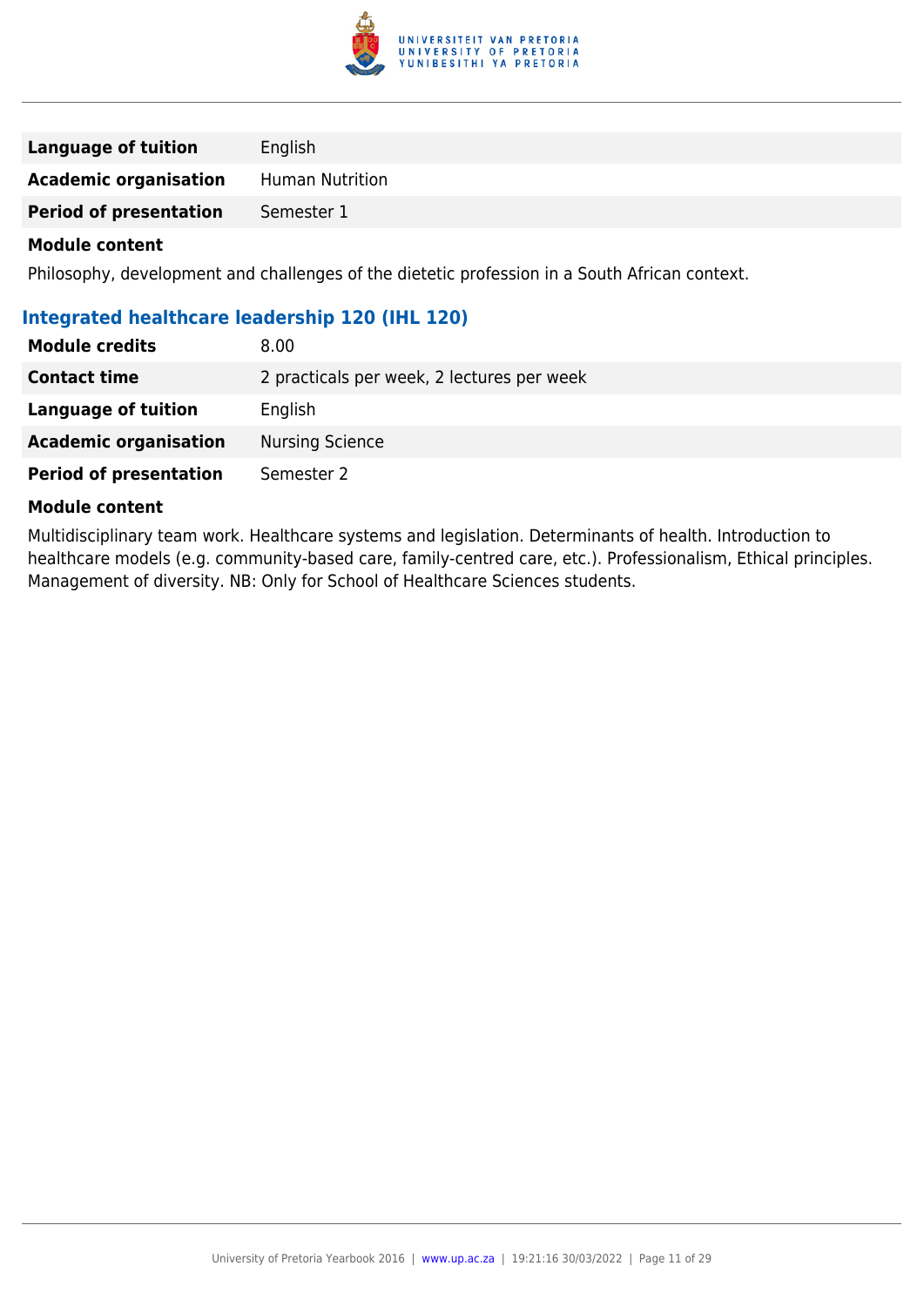| | |
|---|---|
| **Language of tuition** | English |
| **Academic organisation** | Human Nutrition |
| **Period of presentation** | Semester 1 |

**Module content**

Philosophy, development and challenges of the dietetic profession in a South African context.

### Integrated healthcare leadership 120 (IHL 120)

| | |
|---|---|
| **Module credits** | 8.00 |
| **Contact time** | 2 practicals per week, 2 lectures per week |
| **Language of tuition** | English |
| **Academic organisation** | Nursing Science |
| **Period of presentation** | Semester 2 |

**Module content**

Multidisciplinary team work. Healthcare systems and legislation. Determinants of health. Introduction to healthcare models (e.g. community-based care, family-centred care, etc.). Professionalism, Ethical principles. Management of diversity. NB: Only for School of Healthcare Sciences students.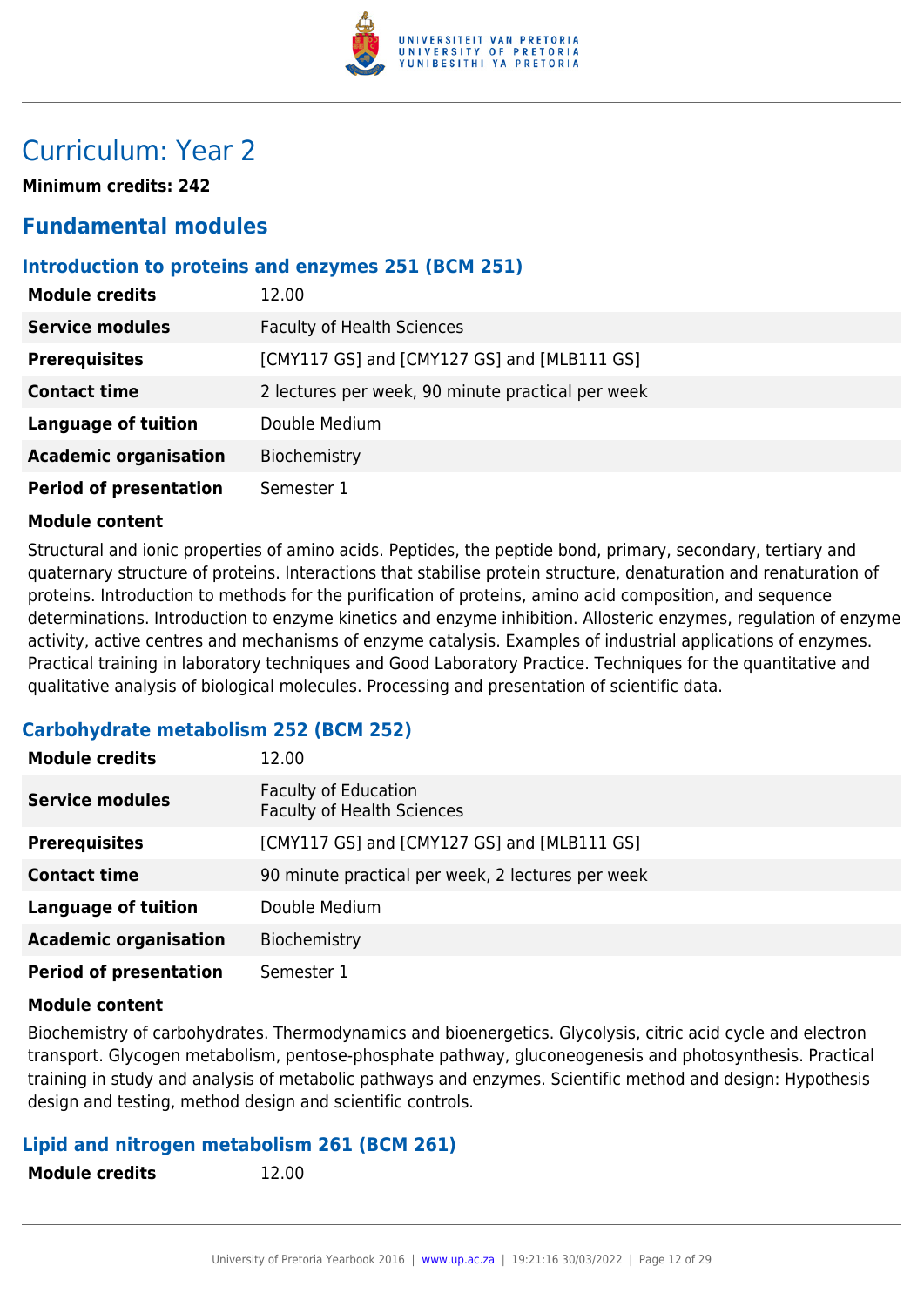# Curriculum: Year 2

**Minimum credits: 242**

## Fundamental modules

### Introduction to proteins and enzymes 251 (BCM 251)

| | |
|---|---|
| **Module credits** | 12.00 |
| **Service modules** | Faculty of Health Sciences |
| **Prerequisites** | [CMY117 GS] and [CMY127 GS] and [MLB111 GS] |
| **Contact time** | 2 lectures per week, 90 minute practical per week |
| **Language of tuition** | Double Medium |
| **Academic organisation** | Biochemistry |
| **Period of presentation** | Semester 1 |

**Module content**

Structural and ionic properties of amino acids. Peptides, the peptide bond, primary, secondary, tertiary and quaternary structure of proteins. Interactions that stabilise protein structure, denaturation and renaturation of proteins. Introduction to methods for the purification of proteins, amino acid composition, and sequence determinations. Introduction to enzyme kinetics and enzyme inhibition. Allosteric enzymes, regulation of enzyme activity, active centres and mechanisms of enzyme catalysis. Examples of industrial applications of enzymes. Practical training in laboratory techniques and Good Laboratory Practice. Techniques for the quantitative and qualitative analysis of biological molecules. Processing and presentation of scientific data.

### Carbohydrate metabolism 252 (BCM 252)

| | |
|---|---|
| **Module credits** | 12.00 |
| **Service modules** | Faculty of Education<br>Faculty of Health Sciences |
| **Prerequisites** | [CMY117 GS] and [CMY127 GS] and [MLB111 GS] |
| **Contact time** | 90 minute practical per week, 2 lectures per week |
| **Language of tuition** | Double Medium |
| **Academic organisation** | Biochemistry |
| **Period of presentation** | Semester 1 |

**Module content**

Biochemistry of carbohydrates. Thermodynamics and bioenergetics. Glycolysis, citric acid cycle and electron transport. Glycogen metabolism, pentose-phosphate pathway, gluconeogenesis and photosynthesis. Practical training in study and analysis of metabolic pathways and enzymes. Scientific method and design: Hypothesis design and testing, method design and scientific controls.

### Lipid and nitrogen metabolism 261 (BCM 261)

| | |
|---|---|
| **Module credits** | 12.00 |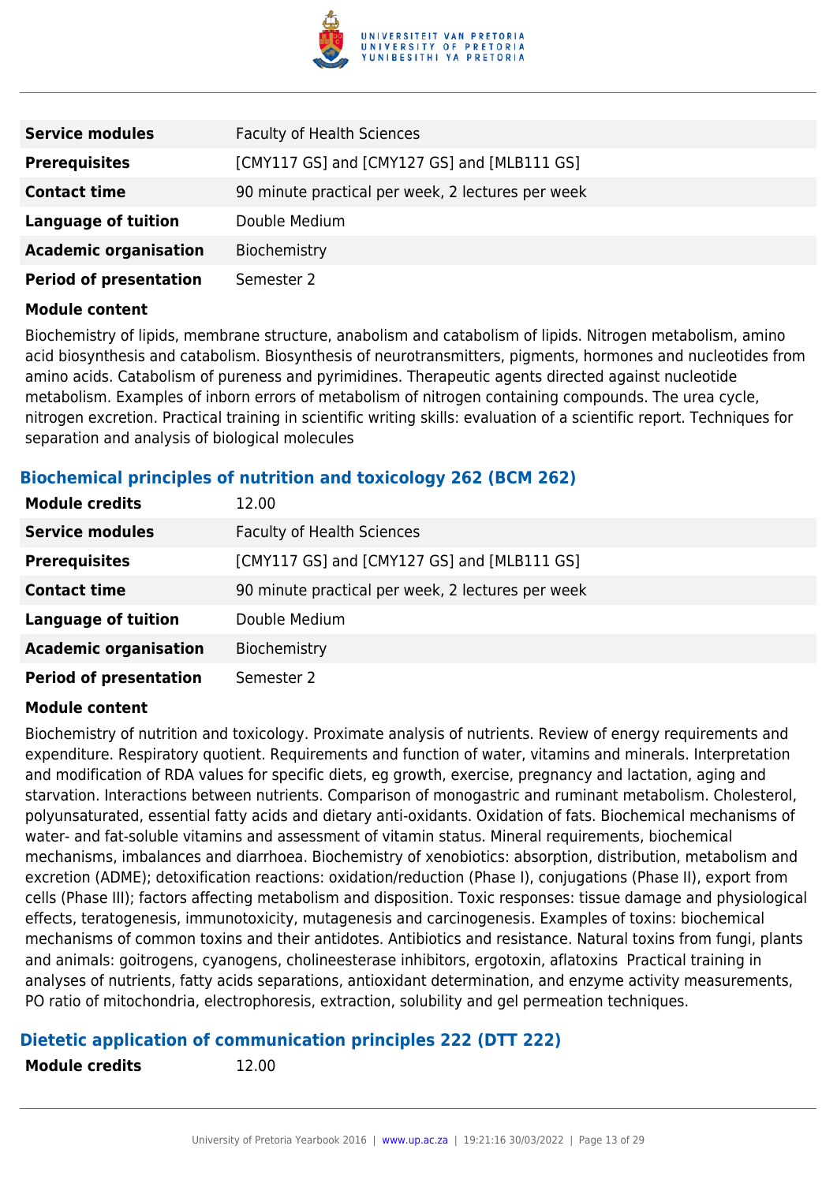| | |
|---|---|
| **Service modules** | Faculty of Health Sciences |
| **Prerequisites** | [CMY117 GS] and [CMY127 GS] and [MLB111 GS] |
| **Contact time** | 90 minute practical per week, 2 lectures per week |
| **Language of tuition** | Double Medium |
| **Academic organisation** | Biochemistry |
| **Period of presentation** | Semester 2 |

**Module content**

Biochemistry of lipids, membrane structure, anabolism and catabolism of lipids. Nitrogen metabolism, amino acid biosynthesis and catabolism. Biosynthesis of neurotransmitters, pigments, hormones and nucleotides from amino acids. Catabolism of pureness and pyrimidines. Therapeutic agents directed against nucleotide metabolism. Examples of inborn errors of metabolism of nitrogen containing compounds. The urea cycle, nitrogen excretion. Practical training in scientific writing skills: evaluation of a scientific report. Techniques for separation and analysis of biological molecules

### Biochemical principles of nutrition and toxicology 262 (BCM 262)

| | |
|---|---|
| **Module credits** | 12.00 |
| **Service modules** | Faculty of Health Sciences |
| **Prerequisites** | [CMY117 GS] and [CMY127 GS] and [MLB111 GS] |
| **Contact time** | 90 minute practical per week, 2 lectures per week |
| **Language of tuition** | Double Medium |
| **Academic organisation** | Biochemistry |
| **Period of presentation** | Semester 2 |

**Module content**

Biochemistry of nutrition and toxicology. Proximate analysis of nutrients. Review of energy requirements and expenditure. Respiratory quotient. Requirements and function of water, vitamins and minerals. Interpretation and modification of RDA values for specific diets, eg growth, exercise, pregnancy and lactation, aging and starvation. Interactions between nutrients. Comparison of monogastric and ruminant metabolism. Cholesterol, polyunsaturated, essential fatty acids and dietary anti-oxidants. Oxidation of fats. Biochemical mechanisms of water- and fat-soluble vitamins and assessment of vitamin status. Mineral requirements, biochemical mechanisms, imbalances and diarrhoea. Biochemistry of xenobiotics: absorption, distribution, metabolism and excretion (ADME); detoxification reactions: oxidation/reduction (Phase I), conjugations (Phase II), export from cells (Phase III); factors affecting metabolism and disposition. Toxic responses: tissue damage and physiological effects, teratogenesis, immunotoxicity, mutagenesis and carcinogenesis. Examples of toxins: biochemical mechanisms of common toxins and their antidotes. Antibiotics and resistance. Natural toxins from fungi, plants and animals: goitrogens, cyanogens, cholineesterase inhibitors, ergotoxin, aflatoxins Practical training in analyses of nutrients, fatty acids separations, antioxidant determination, and enzyme activity measurements, PO ratio of mitochondria, electrophoresis, extraction, solubility and gel permeation techniques.

### Dietetic application of communication principles 222 (DTT 222)

| | |
|---|---|
| **Module credits** | 12.00 |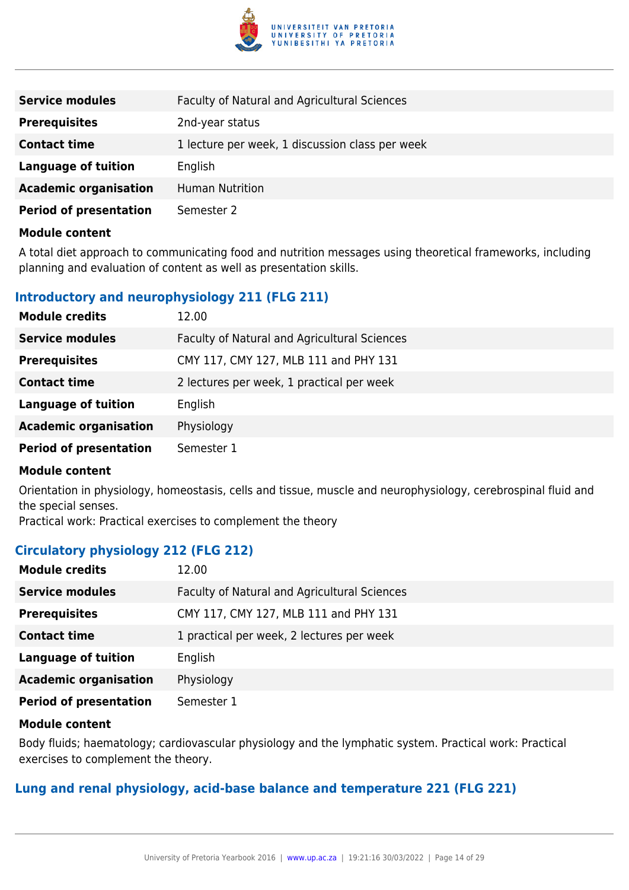| | |
|---|---|
| **Service modules** | Faculty of Natural and Agricultural Sciences |
| **Prerequisites** | 2nd-year status |
| **Contact time** | 1 lecture per week, 1 discussion class per week |
| **Language of tuition** | English |
| **Academic organisation** | Human Nutrition |
| **Period of presentation** | Semester 2 |

**Module content**

A total diet approach to communicating food and nutrition messages using theoretical frameworks, including planning and evaluation of content as well as presentation skills.

### Introductory and neurophysiology 211 (FLG 211)

| | |
|---|---|
| **Module credits** | 12.00 |
| **Service modules** | Faculty of Natural and Agricultural Sciences |
| **Prerequisites** | CMY 117, CMY 127, MLB 111 and PHY 131 |
| **Contact time** | 2 lectures per week, 1 practical per week |
| **Language of tuition** | English |
| **Academic organisation** | Physiology |
| **Period of presentation** | Semester 1 |

**Module content**

Orientation in physiology, homeostasis, cells and tissue, muscle and neurophysiology, cerebrospinal fluid and the special senses.
Practical work: Practical exercises to complement the theory

### Circulatory physiology 212 (FLG 212)

| | |
|---|---|
| **Module credits** | 12.00 |
| **Service modules** | Faculty of Natural and Agricultural Sciences |
| **Prerequisites** | CMY 117, CMY 127, MLB 111 and PHY 131 |
| **Contact time** | 1 practical per week, 2 lectures per week |
| **Language of tuition** | English |
| **Academic organisation** | Physiology |
| **Period of presentation** | Semester 1 |

**Module content**

Body fluids; haematology; cardiovascular physiology and the lymphatic system. Practical work: Practical exercises to complement the theory.

### Lung and renal physiology, acid-base balance and temperature 221 (FLG 221)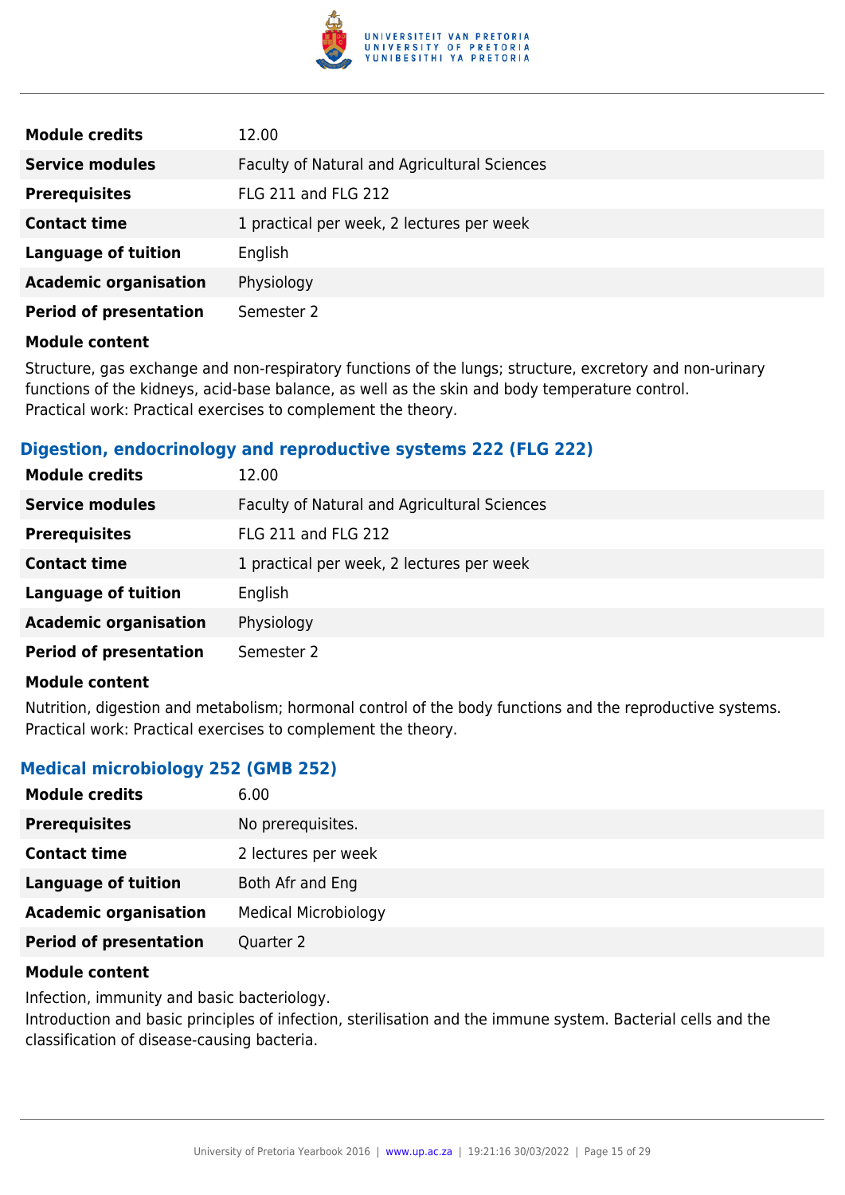| Module credits | 12.00 |
|---|---|
| Service modules | Faculty of Natural and Agricultural Sciences |
| Prerequisites | FLG 211 and FLG 212 |
| Contact time | 1 practical per week, 2 lectures per week |
| Language of tuition | English |
| Academic organisation | Physiology |
| Period of presentation | Semester 2 |

**Module content**

Structure, gas exchange and non-respiratory functions of the lungs; structure, excretory and non-urinary functions of the kidneys, acid-base balance, as well as the skin and body temperature control.
Practical work: Practical exercises to complement the theory.

### Digestion, endocrinology and reproductive systems 222 (FLG 222)

| Module credits | 12.00 |
|---|---|
| Service modules | Faculty of Natural and Agricultural Sciences |
| Prerequisites | FLG 211 and FLG 212 |
| Contact time | 1 practical per week, 2 lectures per week |
| Language of tuition | English |
| Academic organisation | Physiology |
| Period of presentation | Semester 2 |

**Module content**

Nutrition, digestion and metabolism; hormonal control of the body functions and the reproductive systems.
Practical work: Practical exercises to complement the theory.

### Medical microbiology 252 (GMB 252)

| Module credits | 6.00 |
|---|---|
| Prerequisites | No prerequisites. |
| Contact time | 2 lectures per week |
| Language of tuition | Both Afr and Eng |
| Academic organisation | Medical Microbiology |
| Period of presentation | Quarter 2 |

**Module content**

Infection, immunity and basic bacteriology.
Introduction and basic principles of infection, sterilisation and the immune system. Bacterial cells and the classification of disease-causing bacteria.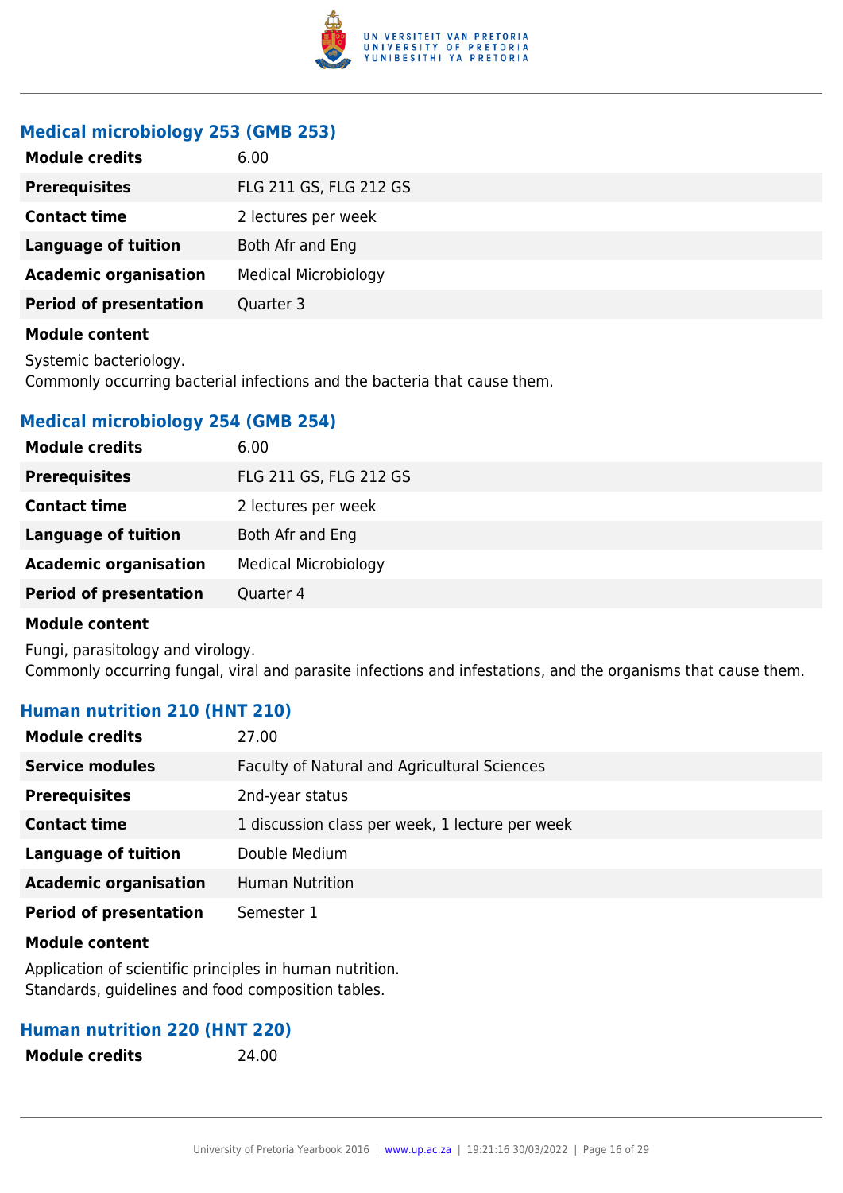### Medical microbiology 253 (GMB 253)

| | |
|---|---|
| **Module credits** | 6.00 |
| **Prerequisites** | FLG 211 GS, FLG 212 GS |
| **Contact time** | 2 lectures per week |
| **Language of tuition** | Both Afr and Eng |
| **Academic organisation** | Medical Microbiology |
| **Period of presentation** | Quarter 3 |

**Module content**

Systemic bacteriology.
Commonly occurring bacterial infections and the bacteria that cause them.

### Medical microbiology 254 (GMB 254)

| | |
|---|---|
| **Module credits** | 6.00 |
| **Prerequisites** | FLG 211 GS, FLG 212 GS |
| **Contact time** | 2 lectures per week |
| **Language of tuition** | Both Afr and Eng |
| **Academic organisation** | Medical Microbiology |
| **Period of presentation** | Quarter 4 |

**Module content**

Fungi, parasitology and virology.
Commonly occurring fungal, viral and parasite infections and infestations, and the organisms that cause them.

### Human nutrition 210 (HNT 210)

| | |
|---|---|
| **Module credits** | 27.00 |
| **Service modules** | Faculty of Natural and Agricultural Sciences |
| **Prerequisites** | 2nd-year status |
| **Contact time** | 1 discussion class per week, 1 lecture per week |
| **Language of tuition** | Double Medium |
| **Academic organisation** | Human Nutrition |
| **Period of presentation** | Semester 1 |

**Module content**

Application of scientific principles in human nutrition.
Standards, guidelines and food composition tables.

### Human nutrition 220 (HNT 220)

| | |
|---|---|
| **Module credits** | 24.00 |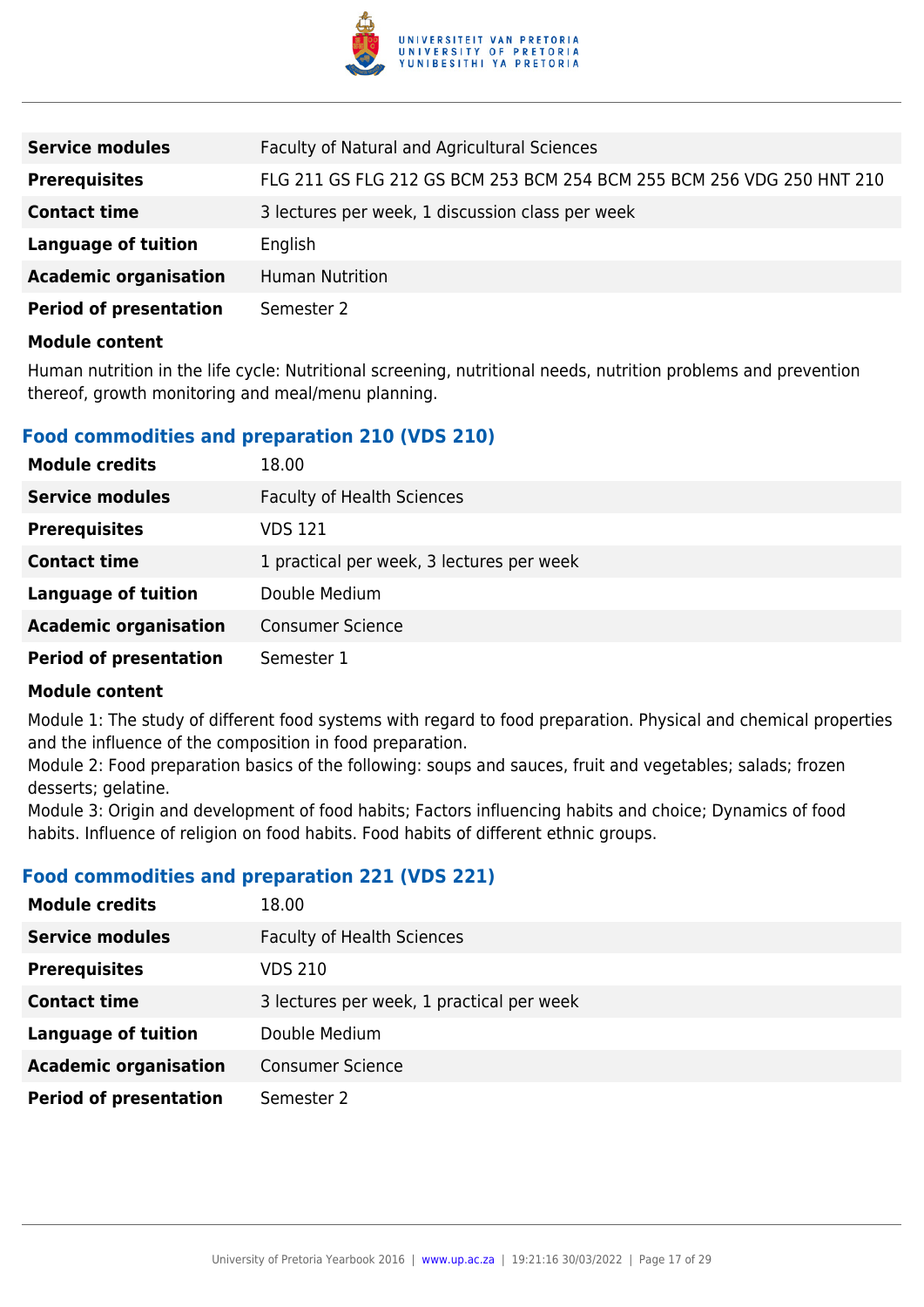| | |
|---|---|
| **Service modules** | Faculty of Natural and Agricultural Sciences |
| **Prerequisites** | FLG 211 GS FLG 212 GS BCM 253 BCM 254 BCM 255 BCM 256 VDG 250 HNT 210 |
| **Contact time** | 3 lectures per week, 1 discussion class per week |
| **Language of tuition** | English |
| **Academic organisation** | Human Nutrition |
| **Period of presentation** | Semester 2 |

**Module content**

Human nutrition in the life cycle: Nutritional screening, nutritional needs, nutrition problems and prevention thereof, growth monitoring and meal/menu planning.

### Food commodities and preparation 210 (VDS 210)

| | |
|---|---|
| **Module credits** | 18.00 |
| **Service modules** | Faculty of Health Sciences |
| **Prerequisites** | VDS 121 |
| **Contact time** | 1 practical per week, 3 lectures per week |
| **Language of tuition** | Double Medium |
| **Academic organisation** | Consumer Science |
| **Period of presentation** | Semester 1 |

**Module content**

Module 1: The study of different food systems with regard to food preparation. Physical and chemical properties and the influence of the composition in food preparation.
Module 2: Food preparation basics of the following: soups and sauces, fruit and vegetables; salads; frozen desserts; gelatine.
Module 3: Origin and development of food habits; Factors influencing habits and choice; Dynamics of food habits. Influence of religion on food habits. Food habits of different ethnic groups.

### Food commodities and preparation 221 (VDS 221)

| | |
|---|---|
| **Module credits** | 18.00 |
| **Service modules** | Faculty of Health Sciences |
| **Prerequisites** | VDS 210 |
| **Contact time** | 3 lectures per week, 1 practical per week |
| **Language of tuition** | Double Medium |
| **Academic organisation** | Consumer Science |
| **Period of presentation** | Semester 2 |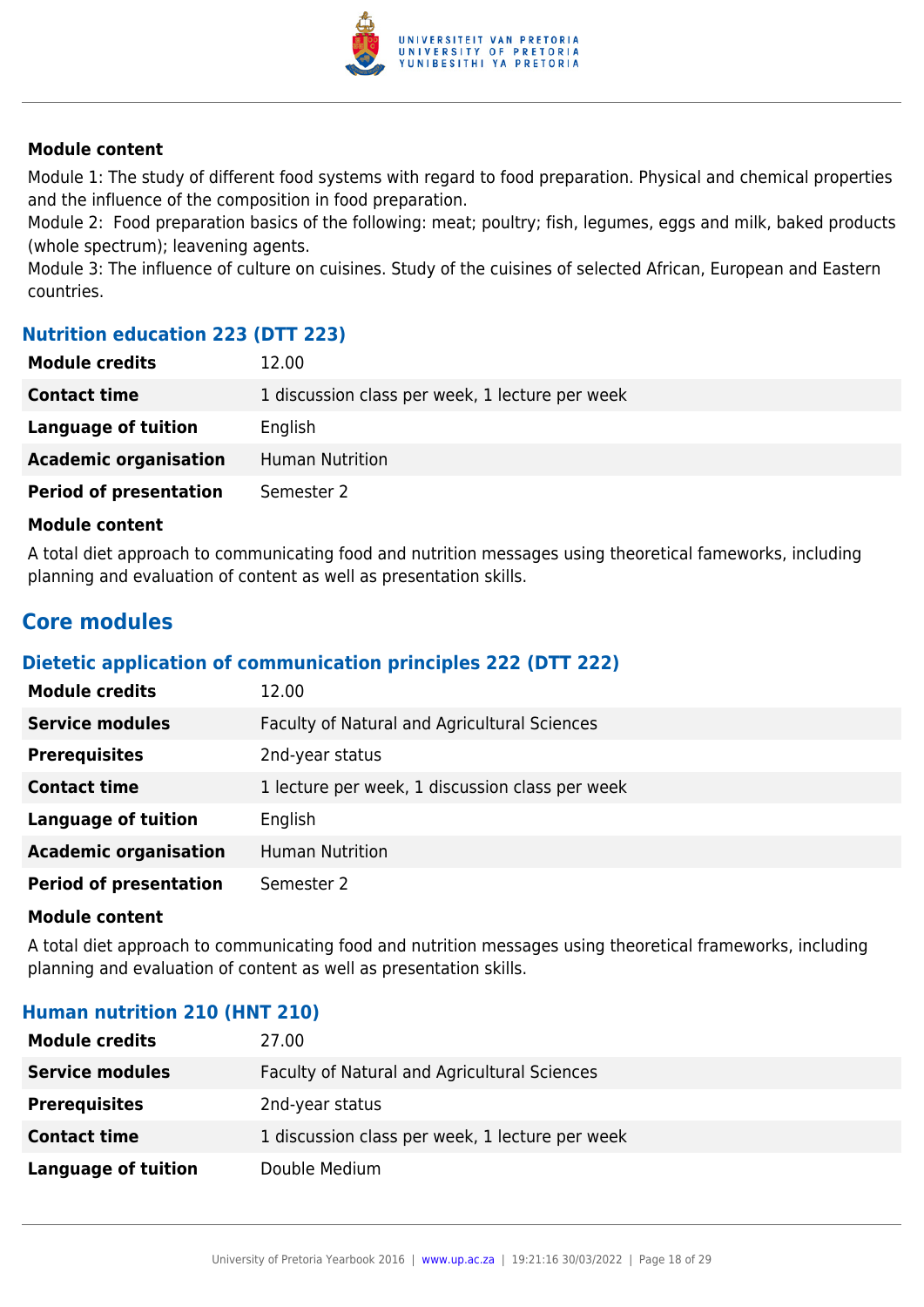#### Module content

Module 1: The study of different food systems with regard to food preparation. Physical and chemical properties and the influence of the composition in food preparation.
Module 2: Food preparation basics of the following: meat; poultry; fish, legumes, eggs and milk, baked products (whole spectrum); leavening agents.
Module 3: The influence of culture on cuisines. Study of the cuisines of selected African, European and Eastern countries.

### Nutrition education 223 (DTT 223)

| | |
|---|---|
| **Module credits** | 12.00 |
| **Contact time** | 1 discussion class per week, 1 lecture per week |
| **Language of tuition** | English |
| **Academic organisation** | Human Nutrition |
| **Period of presentation** | Semester 2 |

#### Module content

A total diet approach to communicating food and nutrition messages using theoretical fameworks, including planning and evaluation of content as well as presentation skills.

## Core modules

### Dietetic application of communication principles 222 (DTT 222)

| | |
|---|---|
| **Module credits** | 12.00 |
| **Service modules** | Faculty of Natural and Agricultural Sciences |
| **Prerequisites** | 2nd-year status |
| **Contact time** | 1 lecture per week, 1 discussion class per week |
| **Language of tuition** | English |
| **Academic organisation** | Human Nutrition |
| **Period of presentation** | Semester 2 |

#### Module content

A total diet approach to communicating food and nutrition messages using theoretical frameworks, including planning and evaluation of content as well as presentation skills.

### Human nutrition 210 (HNT 210)

| | |
|---|---|
| **Module credits** | 27.00 |
| **Service modules** | Faculty of Natural and Agricultural Sciences |
| **Prerequisites** | 2nd-year status |
| **Contact time** | 1 discussion class per week, 1 lecture per week |
| **Language of tuition** | Double Medium |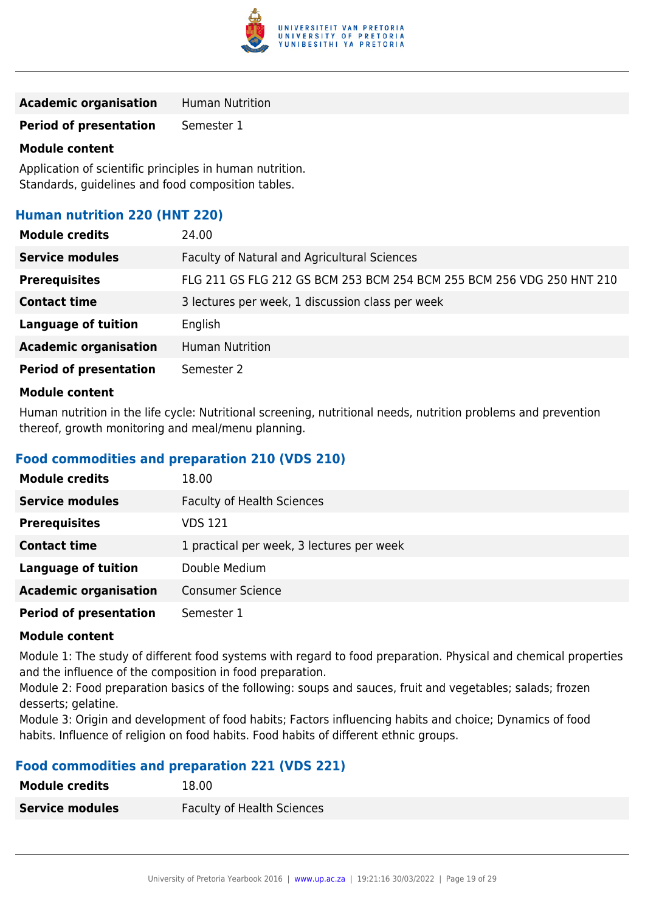| | |
|---|---|
| **Academic organisation** | Human Nutrition |
| **Period of presentation** | Semester 1 |

**Module content**

Application of scientific principles in human nutrition.
Standards, guidelines and food composition tables.

### Human nutrition 220 (HNT 220)

| | |
|---|---|
| **Module credits** | 24.00 |
| **Service modules** | Faculty of Natural and Agricultural Sciences |
| **Prerequisites** | FLG 211 GS FLG 212 GS BCM 253 BCM 254 BCM 255 BCM 256 VDG 250 HNT 210 |
| **Contact time** | 3 lectures per week, 1 discussion class per week |
| **Language of tuition** | English |
| **Academic organisation** | Human Nutrition |
| **Period of presentation** | Semester 2 |

**Module content**

Human nutrition in the life cycle: Nutritional screening, nutritional needs, nutrition problems and prevention thereof, growth monitoring and meal/menu planning.

### Food commodities and preparation 210 (VDS 210)

| | |
|---|---|
| **Module credits** | 18.00 |
| **Service modules** | Faculty of Health Sciences |
| **Prerequisites** | VDS 121 |
| **Contact time** | 1 practical per week, 3 lectures per week |
| **Language of tuition** | Double Medium |
| **Academic organisation** | Consumer Science |
| **Period of presentation** | Semester 1 |

**Module content**

Module 1: The study of different food systems with regard to food preparation. Physical and chemical properties and the influence of the composition in food preparation.
Module 2: Food preparation basics of the following: soups and sauces, fruit and vegetables; salads; frozen desserts; gelatine.
Module 3: Origin and development of food habits; Factors influencing habits and choice; Dynamics of food habits. Influence of religion on food habits. Food habits of different ethnic groups.

### Food commodities and preparation 221 (VDS 221)

| | |
|---|---|
| **Module credits** | 18.00 |
| **Service modules** | Faculty of Health Sciences |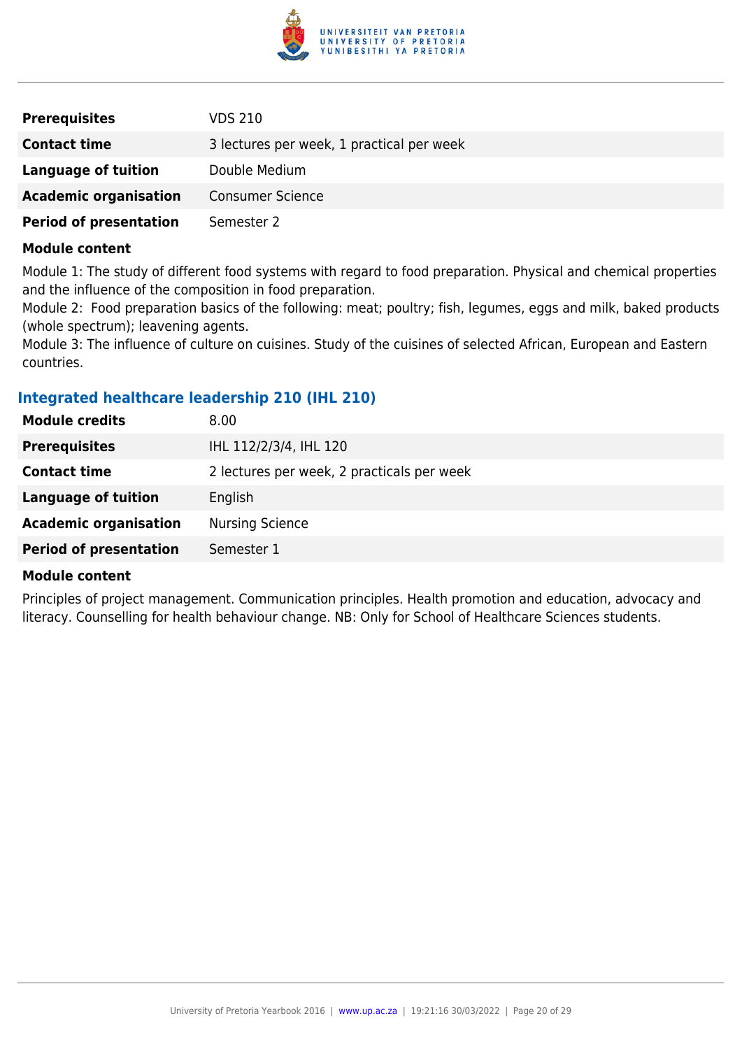| | |
|---|---|
| **Prerequisites** | VDS 210 |
| **Contact time** | 3 lectures per week, 1 practical per week |
| **Language of tuition** | Double Medium |
| **Academic organisation** | Consumer Science |
| **Period of presentation** | Semester 2 |

**Module content**

Module 1: The study of different food systems with regard to food preparation. Physical and chemical properties and the influence of the composition in food preparation.
Module 2: Food preparation basics of the following: meat; poultry; fish, legumes, eggs and milk, baked products (whole spectrum); leavening agents.
Module 3: The influence of culture on cuisines. Study of the cuisines of selected African, European and Eastern countries.

### Integrated healthcare leadership 210 (IHL 210)

| | |
|---|---|
| **Module credits** | 8.00 |
| **Prerequisites** | IHL 112/2/3/4, IHL 120 |
| **Contact time** | 2 lectures per week, 2 practicals per week |
| **Language of tuition** | English |
| **Academic organisation** | Nursing Science |
| **Period of presentation** | Semester 1 |

**Module content**

Principles of project management. Communication principles. Health promotion and education, advocacy and literacy. Counselling for health behaviour change. NB: Only for School of Healthcare Sciences students.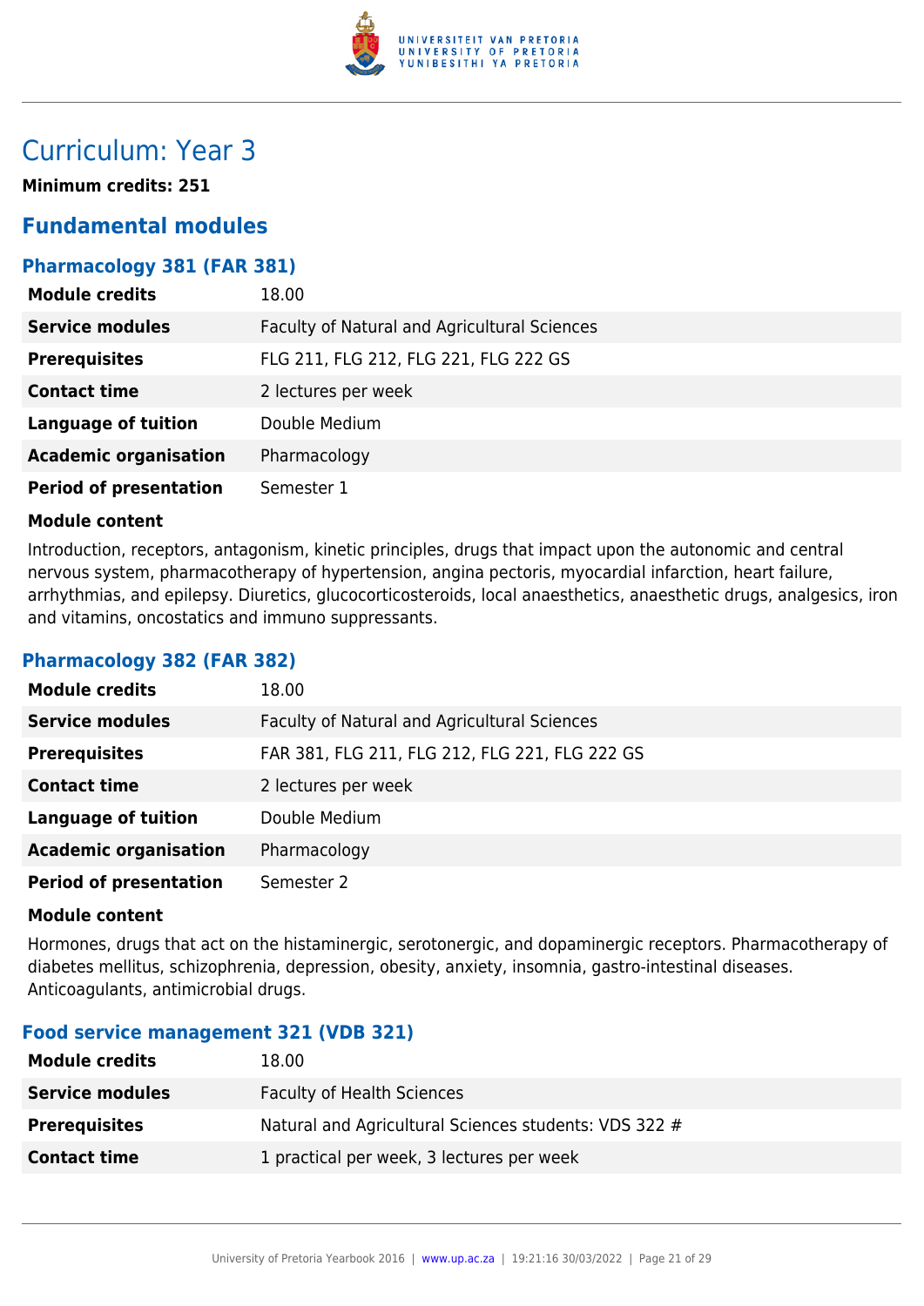# Curriculum: Year 3

**Minimum credits: 251**

## Fundamental modules

### Pharmacology 381 (FAR 381)

| | |
|---|---|
| **Module credits** | 18.00 |
| **Service modules** | Faculty of Natural and Agricultural Sciences |
| **Prerequisites** | FLG 211, FLG 212, FLG 221, FLG 222 GS |
| **Contact time** | 2 lectures per week |
| **Language of tuition** | Double Medium |
| **Academic organisation** | Pharmacology |
| **Period of presentation** | Semester 1 |

**Module content**

Introduction, receptors, antagonism, kinetic principles, drugs that impact upon the autonomic and central nervous system, pharmacotherapy of hypertension, angina pectoris, myocardial infarction, heart failure, arrhythmias, and epilepsy. Diuretics, glucocorticosteroids, local anaesthetics, anaesthetic drugs, analgesics, iron and vitamins, oncostatics and immuno suppressants.

### Pharmacology 382 (FAR 382)

| | |
|---|---|
| **Module credits** | 18.00 |
| **Service modules** | Faculty of Natural and Agricultural Sciences |
| **Prerequisites** | FAR 381, FLG 211, FLG 212, FLG 221, FLG 222 GS |
| **Contact time** | 2 lectures per week |
| **Language of tuition** | Double Medium |
| **Academic organisation** | Pharmacology |
| **Period of presentation** | Semester 2 |

**Module content**

Hormones, drugs that act on the histaminergic, serotonergic, and dopaminergic receptors. Pharmacotherapy of diabetes mellitus, schizophrenia, depression, obesity, anxiety, insomnia, gastro-intestinal diseases. Anticoagulants, antimicrobial drugs.

### Food service management 321 (VDB 321)

| | |
|---|---|
| **Module credits** | 18.00 |
| **Service modules** | Faculty of Health Sciences |
| **Prerequisites** | Natural and Agricultural Sciences students: VDS 322 # |
| **Contact time** | 1 practical per week, 3 lectures per week |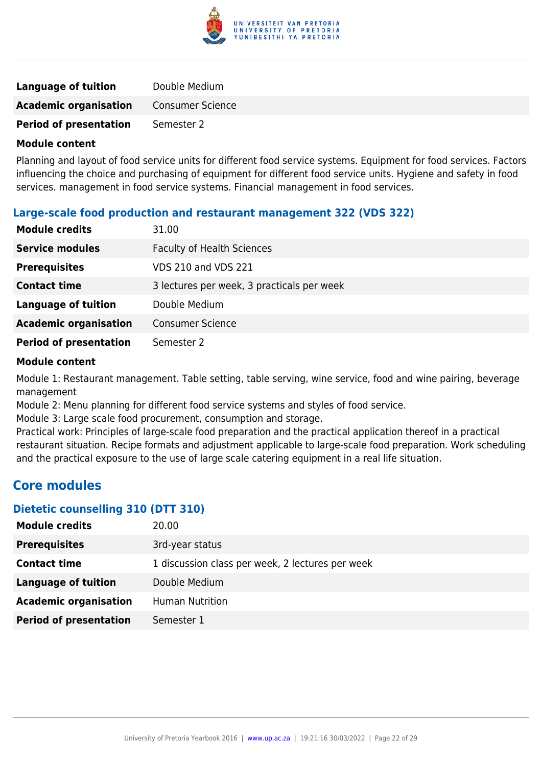| | |
|---|---|
| **Language of tuition** | Double Medium |
| **Academic organisation** | Consumer Science |
| **Period of presentation** | Semester 2 |

**Module content**

Planning and layout of food service units for different food service systems. Equipment for food services. Factors influencing the choice and purchasing of equipment for different food service units. Hygiene and safety in food services. management in food service systems. Financial management in food services.

### Large-scale food production and restaurant management 322 (VDS 322)

| | |
|---|---|
| **Module credits** | 31.00 |
| **Service modules** | Faculty of Health Sciences |
| **Prerequisites** | VDS 210 and VDS 221 |
| **Contact time** | 3 lectures per week, 3 practicals per week |
| **Language of tuition** | Double Medium |
| **Academic organisation** | Consumer Science |
| **Period of presentation** | Semester 2 |

**Module content**

Module 1: Restaurant management. Table setting, table serving, wine service, food and wine pairing, beverage management
Module 2: Menu planning for different food service systems and styles of food service.
Module 3: Large scale food procurement, consumption and storage.
Practical work: Principles of large-scale food preparation and the practical application thereof in a practical restaurant situation. Recipe formats and adjustment applicable to large-scale food preparation. Work scheduling and the practical exposure to the use of large scale catering equipment in a real life situation.

## Core modules

### Dietetic counselling 310 (DTT 310)

| | |
|---|---|
| **Module credits** | 20.00 |
| **Prerequisites** | 3rd-year status |
| **Contact time** | 1 discussion class per week, 2 lectures per week |
| **Language of tuition** | Double Medium |
| **Academic organisation** | Human Nutrition |
| **Period of presentation** | Semester 1 |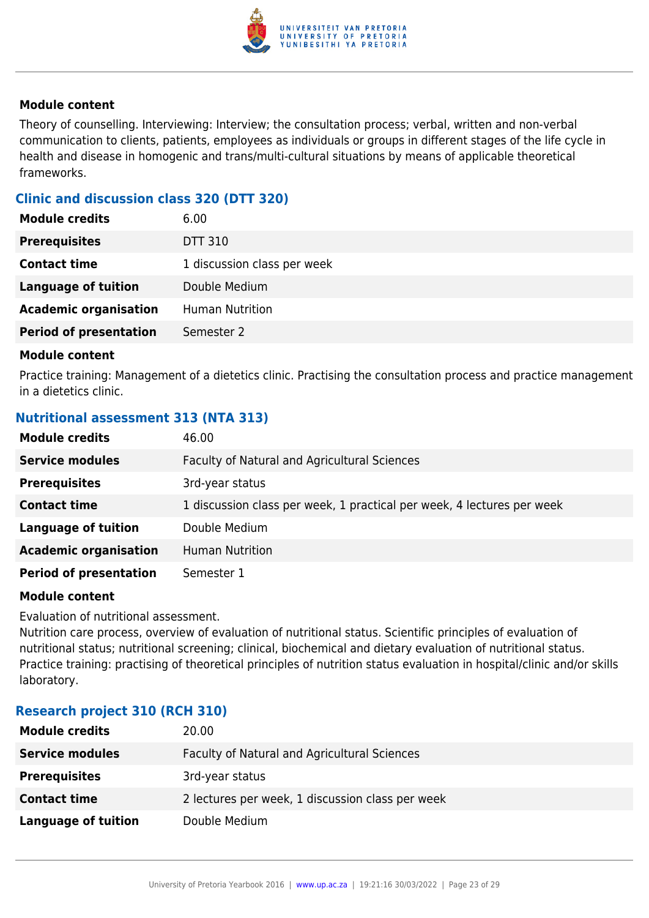**Module content**

Theory of counselling. Interviewing: Interview; the consultation process; verbal, written and non-verbal communication to clients, patients, employees as individuals or groups in different stages of the life cycle in health and disease in homogenic and trans/multi-cultural situations by means of applicable theoretical frameworks.

### Clinic and discussion class 320 (DTT 320)

| | |
|---|---|
| **Module credits** | 6.00 |
| **Prerequisites** | DTT 310 |
| **Contact time** | 1 discussion class per week |
| **Language of tuition** | Double Medium |
| **Academic organisation** | Human Nutrition |
| **Period of presentation** | Semester 2 |

**Module content**

Practice training: Management of a dietetics clinic. Practising the consultation process and practice management in a dietetics clinic.

### Nutritional assessment 313 (NTA 313)

| | |
|---|---|
| **Module credits** | 46.00 |
| **Service modules** | Faculty of Natural and Agricultural Sciences |
| **Prerequisites** | 3rd-year status |
| **Contact time** | 1 discussion class per week, 1 practical per week, 4 lectures per week |
| **Language of tuition** | Double Medium |
| **Academic organisation** | Human Nutrition |
| **Period of presentation** | Semester 1 |

**Module content**

Evaluation of nutritional assessment.
Nutrition care process, overview of evaluation of nutritional status. Scientific principles of evaluation of nutritional status; nutritional screening; clinical, biochemical and dietary evaluation of nutritional status. Practice training: practising of theoretical principles of nutrition status evaluation in hospital/clinic and/or skills laboratory.

### Research project 310 (RCH 310)

| | |
|---|---|
| **Module credits** | 20.00 |
| **Service modules** | Faculty of Natural and Agricultural Sciences |
| **Prerequisites** | 3rd-year status |
| **Contact time** | 2 lectures per week, 1 discussion class per week |
| **Language of tuition** | Double Medium |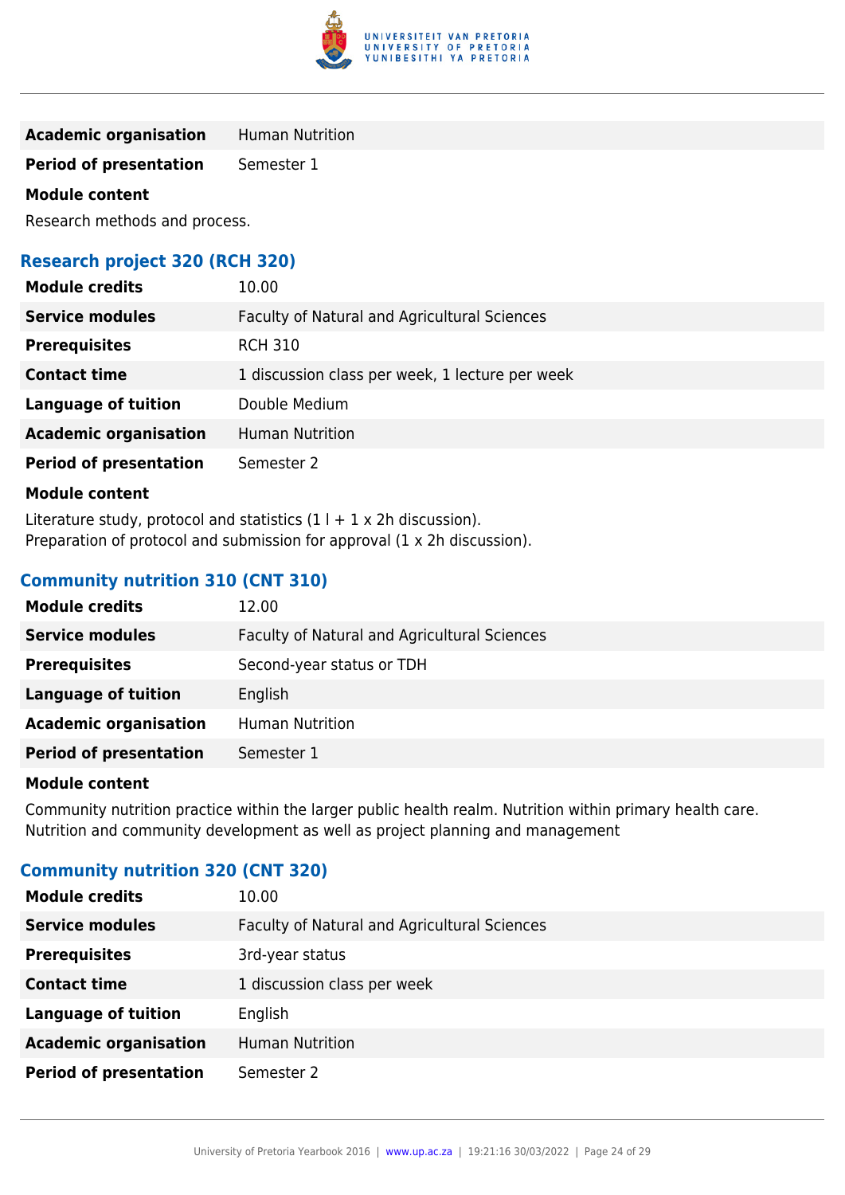| | |
|---|---|
| **Academic organisation** | Human Nutrition |
| **Period of presentation** | Semester 1 |

**Module content**

Research methods and process.

### Research project 320 (RCH 320)

| | |
|---|---|
| **Module credits** | 10.00 |
| **Service modules** | Faculty of Natural and Agricultural Sciences |
| **Prerequisites** | RCH 310 |
| **Contact time** | 1 discussion class per week, 1 lecture per week |
| **Language of tuition** | Double Medium |
| **Academic organisation** | Human Nutrition |
| **Period of presentation** | Semester 2 |

**Module content**

Literature study, protocol and statistics (1 l + 1 x 2h discussion).
Preparation of protocol and submission for approval (1 x 2h discussion).

### Community nutrition 310 (CNT 310)

| | |
|---|---|
| **Module credits** | 12.00 |
| **Service modules** | Faculty of Natural and Agricultural Sciences |
| **Prerequisites** | Second-year status or TDH |
| **Language of tuition** | English |
| **Academic organisation** | Human Nutrition |
| **Period of presentation** | Semester 1 |

**Module content**

Community nutrition practice within the larger public health realm. Nutrition within primary health care. Nutrition and community development as well as project planning and management

### Community nutrition 320 (CNT 320)

| | |
|---|---|
| **Module credits** | 10.00 |
| **Service modules** | Faculty of Natural and Agricultural Sciences |
| **Prerequisites** | 3rd-year status |
| **Contact time** | 1 discussion class per week |
| **Language of tuition** | English |
| **Academic organisation** | Human Nutrition |
| **Period of presentation** | Semester 2 |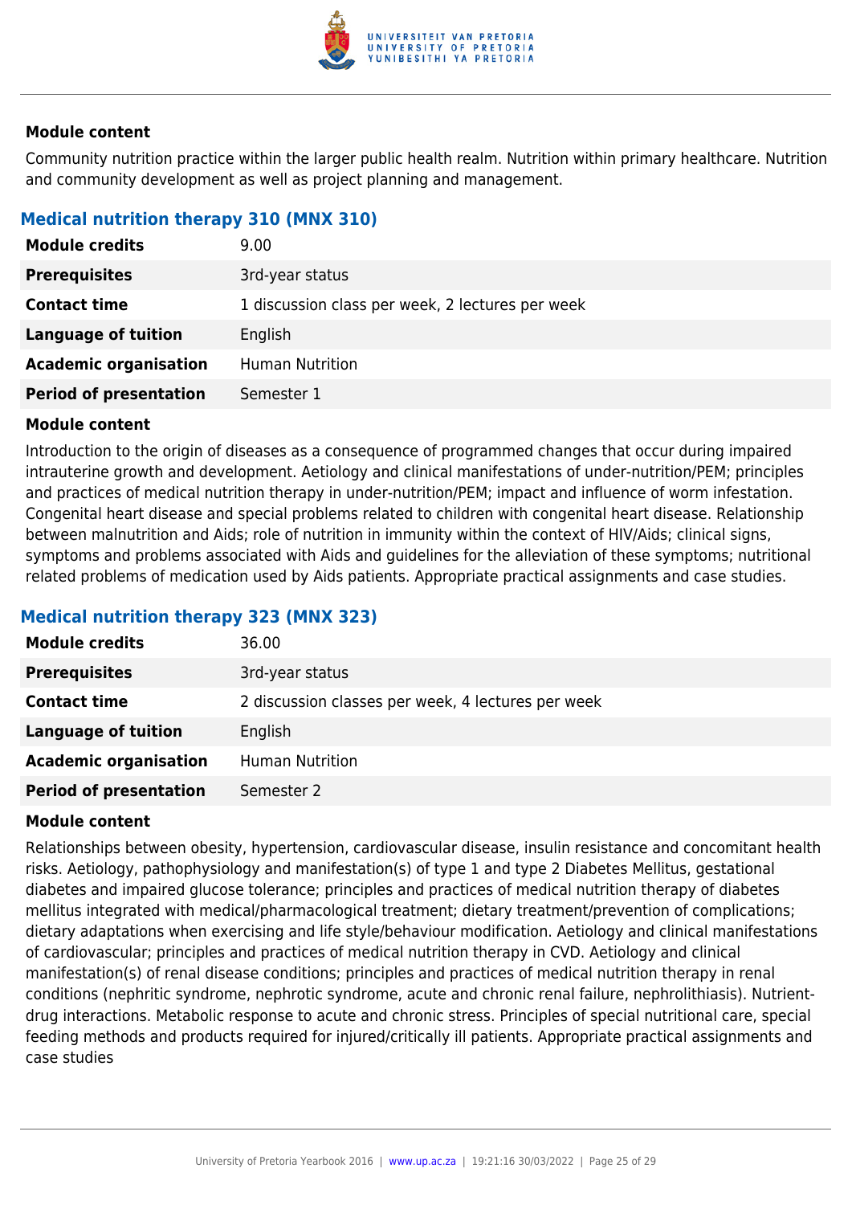#### Module content

Community nutrition practice within the larger public health realm. Nutrition within primary healthcare. Nutrition and community development as well as project planning and management.

### Medical nutrition therapy 310 (MNX 310)

| | |
|---|---|
| **Module credits** | 9.00 |
| **Prerequisites** | 3rd-year status |
| **Contact time** | 1 discussion class per week, 2 lectures per week |
| **Language of tuition** | English |
| **Academic organisation** | Human Nutrition |
| **Period of presentation** | Semester 1 |

#### Module content

Introduction to the origin of diseases as a consequence of programmed changes that occur during impaired intrauterine growth and development. Aetiology and clinical manifestations of under-nutrition/PEM; principles and practices of medical nutrition therapy in under-nutrition/PEM; impact and influence of worm infestation. Congenital heart disease and special problems related to children with congenital heart disease. Relationship between malnutrition and Aids; role of nutrition in immunity within the context of HIV/Aids; clinical signs, symptoms and problems associated with Aids and guidelines for the alleviation of these symptoms; nutritional related problems of medication used by Aids patients. Appropriate practical assignments and case studies.

### Medical nutrition therapy 323 (MNX 323)

| | |
|---|---|
| **Module credits** | 36.00 |
| **Prerequisites** | 3rd-year status |
| **Contact time** | 2 discussion classes per week, 4 lectures per week |
| **Language of tuition** | English |
| **Academic organisation** | Human Nutrition |
| **Period of presentation** | Semester 2 |

#### Module content

Relationships between obesity, hypertension, cardiovascular disease, insulin resistance and concomitant health risks. Aetiology, pathophysiology and manifestation(s) of type 1 and type 2 Diabetes Mellitus, gestational diabetes and impaired glucose tolerance; principles and practices of medical nutrition therapy of diabetes mellitus integrated with medical/pharmacological treatment; dietary treatment/prevention of complications; dietary adaptations when exercising and life style/behaviour modification. Aetiology and clinical manifestations of cardiovascular; principles and practices of medical nutrition therapy in CVD. Aetiology and clinical manifestation(s) of renal disease conditions; principles and practices of medical nutrition therapy in renal conditions (nephritic syndrome, nephrotic syndrome, acute and chronic renal failure, nephrolithiasis). Nutrient-drug interactions. Metabolic response to acute and chronic stress. Principles of special nutritional care, special feeding methods and products required for injured/critically ill patients. Appropriate practical assignments and case studies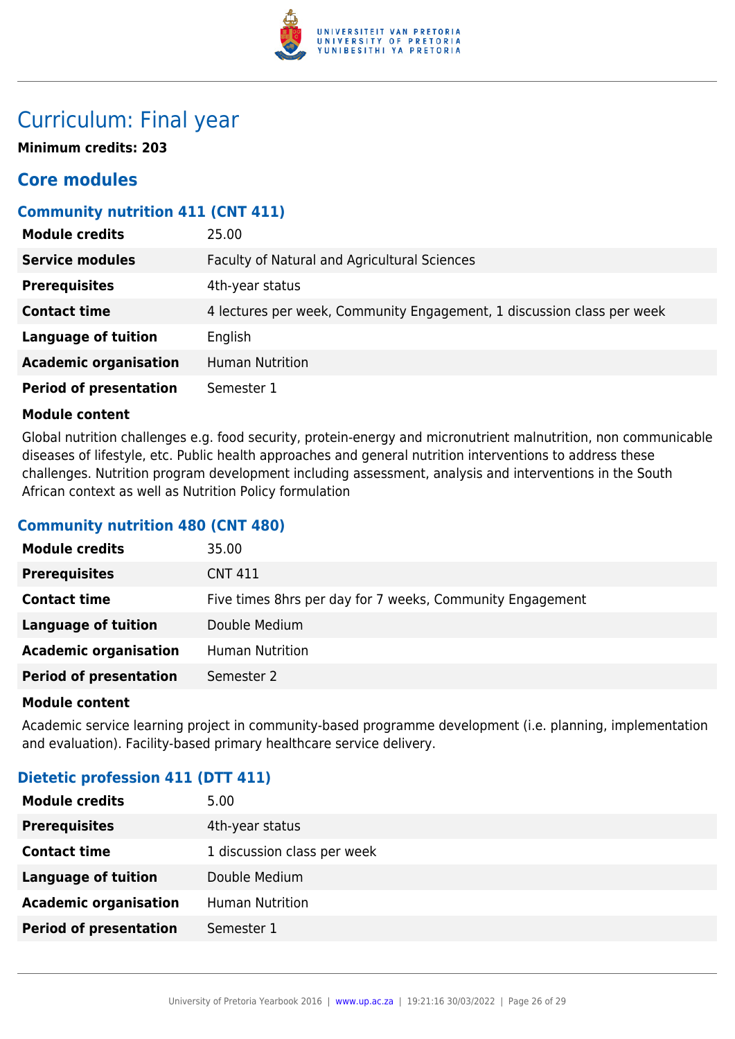# Curriculum: Final year

**Minimum credits: 203**

## Core modules

### Community nutrition 411 (CNT 411)

| | |
|---|---|
| **Module credits** | 25.00 |
| **Service modules** | Faculty of Natural and Agricultural Sciences |
| **Prerequisites** | 4th-year status |
| **Contact time** | 4 lectures per week, Community Engagement, 1 discussion class per week |
| **Language of tuition** | English |
| **Academic organisation** | Human Nutrition |
| **Period of presentation** | Semester 1 |

**Module content**

Global nutrition challenges e.g. food security, protein-energy and micronutrient malnutrition, non communicable diseases of lifestyle, etc. Public health approaches and general nutrition interventions to address these challenges. Nutrition program development including assessment, analysis and interventions in the South African context as well as Nutrition Policy formulation

### Community nutrition 480 (CNT 480)

| | |
|---|---|
| **Module credits** | 35.00 |
| **Prerequisites** | CNT 411 |
| **Contact time** | Five times 8hrs per day for 7 weeks, Community Engagement |
| **Language of tuition** | Double Medium |
| **Academic organisation** | Human Nutrition |
| **Period of presentation** | Semester 2 |

**Module content**

Academic service learning project in community-based programme development (i.e. planning, implementation and evaluation). Facility-based primary healthcare service delivery.

### Dietetic profession 411 (DTT 411)

| | |
|---|---|
| **Module credits** | 5.00 |
| **Prerequisites** | 4th-year status |
| **Contact time** | 1 discussion class per week |
| **Language of tuition** | Double Medium |
| **Academic organisation** | Human Nutrition |
| **Period of presentation** | Semester 1 |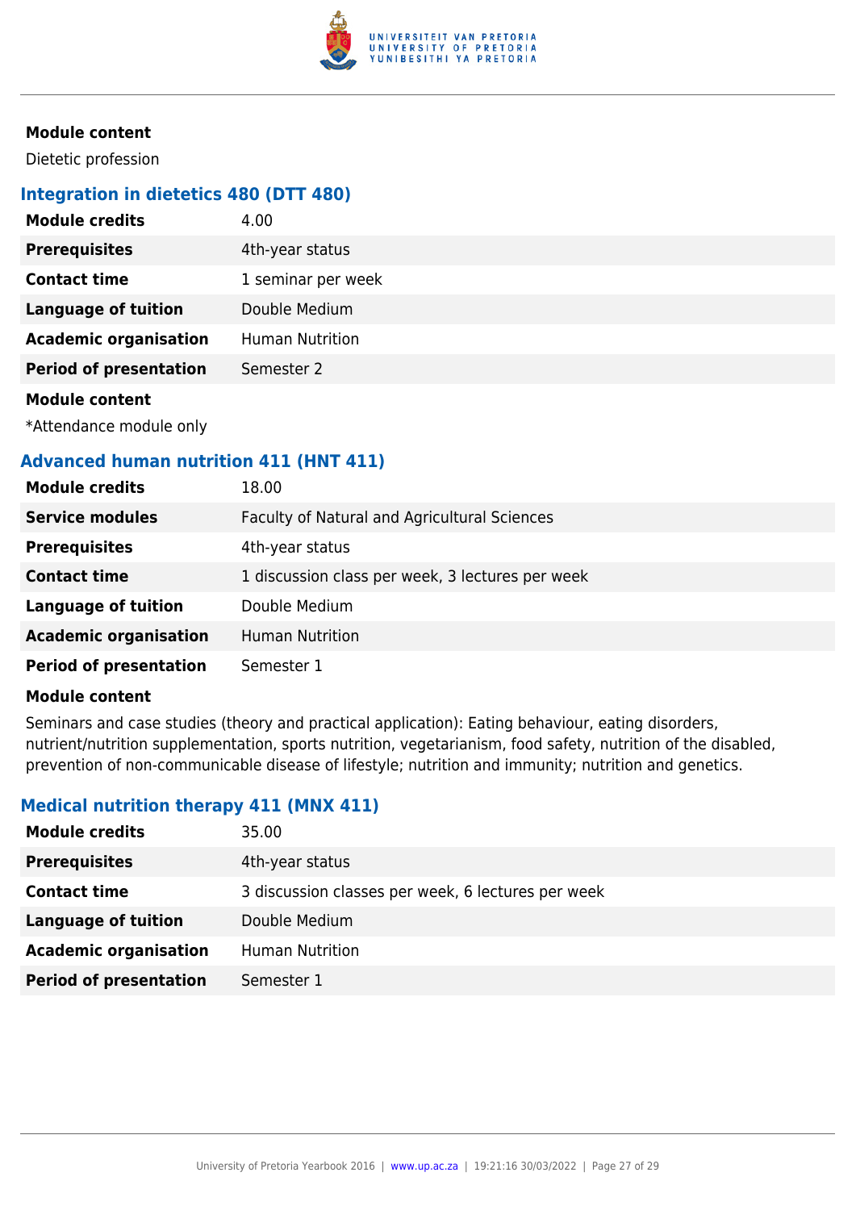**Module content**

Dietetic profession

### Integration in dietetics 480 (DTT 480)

| | |
|---|---|
| **Module credits** | 4.00 |
| **Prerequisites** | 4th-year status |
| **Contact time** | 1 seminar per week |
| **Language of tuition** | Double Medium |
| **Academic organisation** | Human Nutrition |
| **Period of presentation** | Semester 2 |

**Module content**

*Attendance module only

### Advanced human nutrition 411 (HNT 411)

| | |
|---|---|
| **Module credits** | 18.00 |
| **Service modules** | Faculty of Natural and Agricultural Sciences |
| **Prerequisites** | 4th-year status |
| **Contact time** | 1 discussion class per week, 3 lectures per week |
| **Language of tuition** | Double Medium |
| **Academic organisation** | Human Nutrition |
| **Period of presentation** | Semester 1 |

**Module content**

Seminars and case studies (theory and practical application): Eating behaviour, eating disorders, nutrient/nutrition supplementation, sports nutrition, vegetarianism, food safety, nutrition of the disabled, prevention of non-communicable disease of lifestyle; nutrition and immunity; nutrition and genetics.

### Medical nutrition therapy 411 (MNX 411)

| | |
|---|---|
| **Module credits** | 35.00 |
| **Prerequisites** | 4th-year status |
| **Contact time** | 3 discussion classes per week, 6 lectures per week |
| **Language of tuition** | Double Medium |
| **Academic organisation** | Human Nutrition |
| **Period of presentation** | Semester 1 |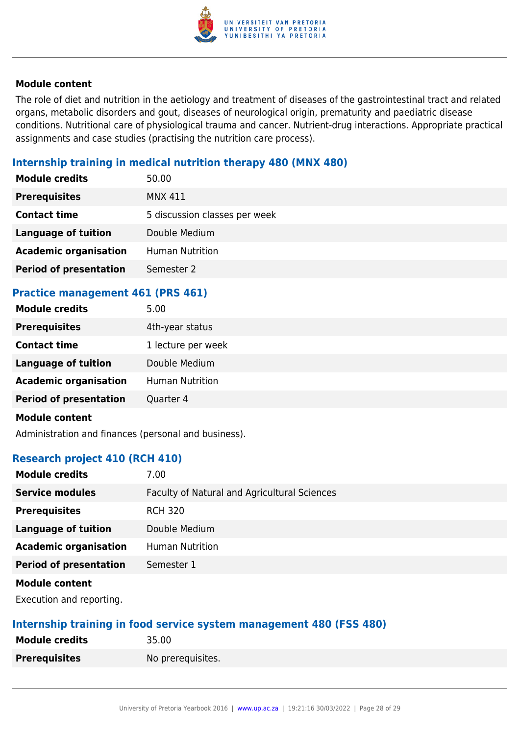**Module content**

The role of diet and nutrition in the aetiology and treatment of diseases of the gastrointestinal tract and related organs, metabolic disorders and gout, diseases of neurological origin, prematurity and paediatric disease conditions. Nutritional care of physiological trauma and cancer. Nutrient-drug interactions. Appropriate practical assignments and case studies (practising the nutrition care process).

### Internship training in medical nutrition therapy 480 (MNX 480)

| | |
|---|---|
| **Module credits** | 50.00 |
| **Prerequisites** | MNX 411 |
| **Contact time** | 5 discussion classes per week |
| **Language of tuition** | Double Medium |
| **Academic organisation** | Human Nutrition |
| **Period of presentation** | Semester 2 |

### Practice management 461 (PRS 461)

| | |
|---|---|
| **Module credits** | 5.00 |
| **Prerequisites** | 4th-year status |
| **Contact time** | 1 lecture per week |
| **Language of tuition** | Double Medium |
| **Academic organisation** | Human Nutrition |
| **Period of presentation** | Quarter 4 |

**Module content**

Administration and finances (personal and business).

### Research project 410 (RCH 410)

| | |
|---|---|
| **Module credits** | 7.00 |
| **Service modules** | Faculty of Natural and Agricultural Sciences |
| **Prerequisites** | RCH 320 |
| **Language of tuition** | Double Medium |
| **Academic organisation** | Human Nutrition |
| **Period of presentation** | Semester 1 |

**Module content**

Execution and reporting.

### Internship training in food service system management 480 (FSS 480)

| | |
|---|---|
| **Module credits** | 35.00 |
| **Prerequisites** | No prerequisites. |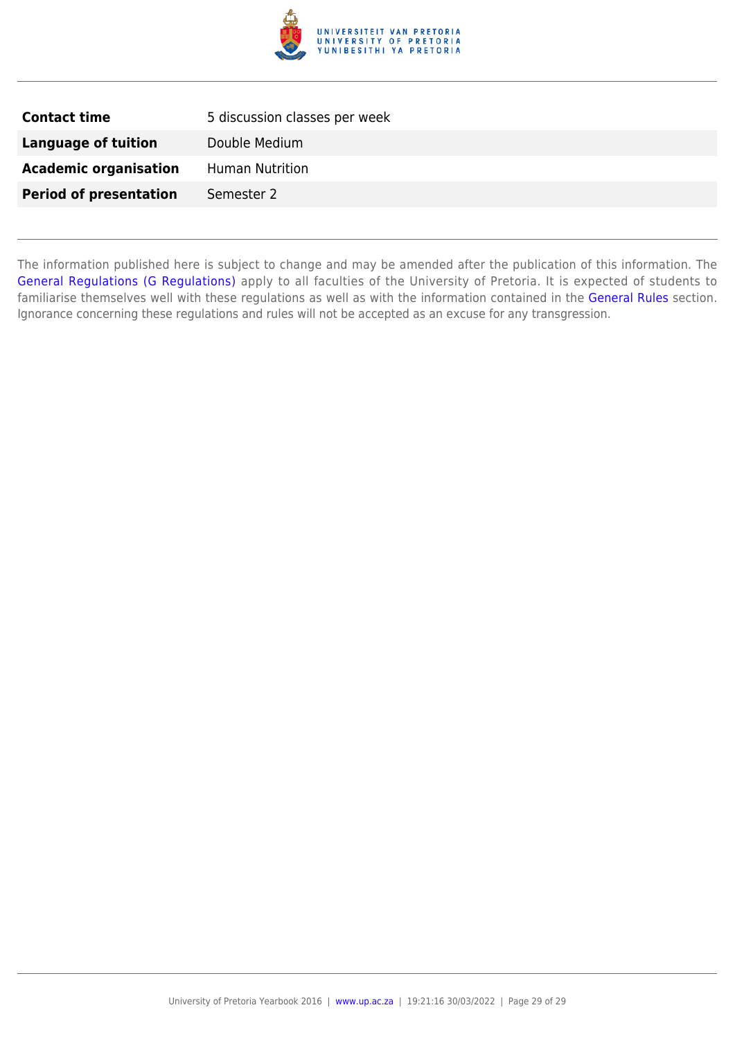| | |
|---|---|
| **Contact time** | 5 discussion classes per week |
| **Language of tuition** | Double Medium |
| **Academic organisation** | Human Nutrition |
| **Period of presentation** | Semester 2 |

The information published here is subject to change and may be amended after the publication of this information. The General Regulations (G Regulations) apply to all faculties of the University of Pretoria. It is expected of students to familiarise themselves well with these regulations as well as with the information contained in the General Rules section. Ignorance concerning these regulations and rules will not be accepted as an excuse for any transgression.